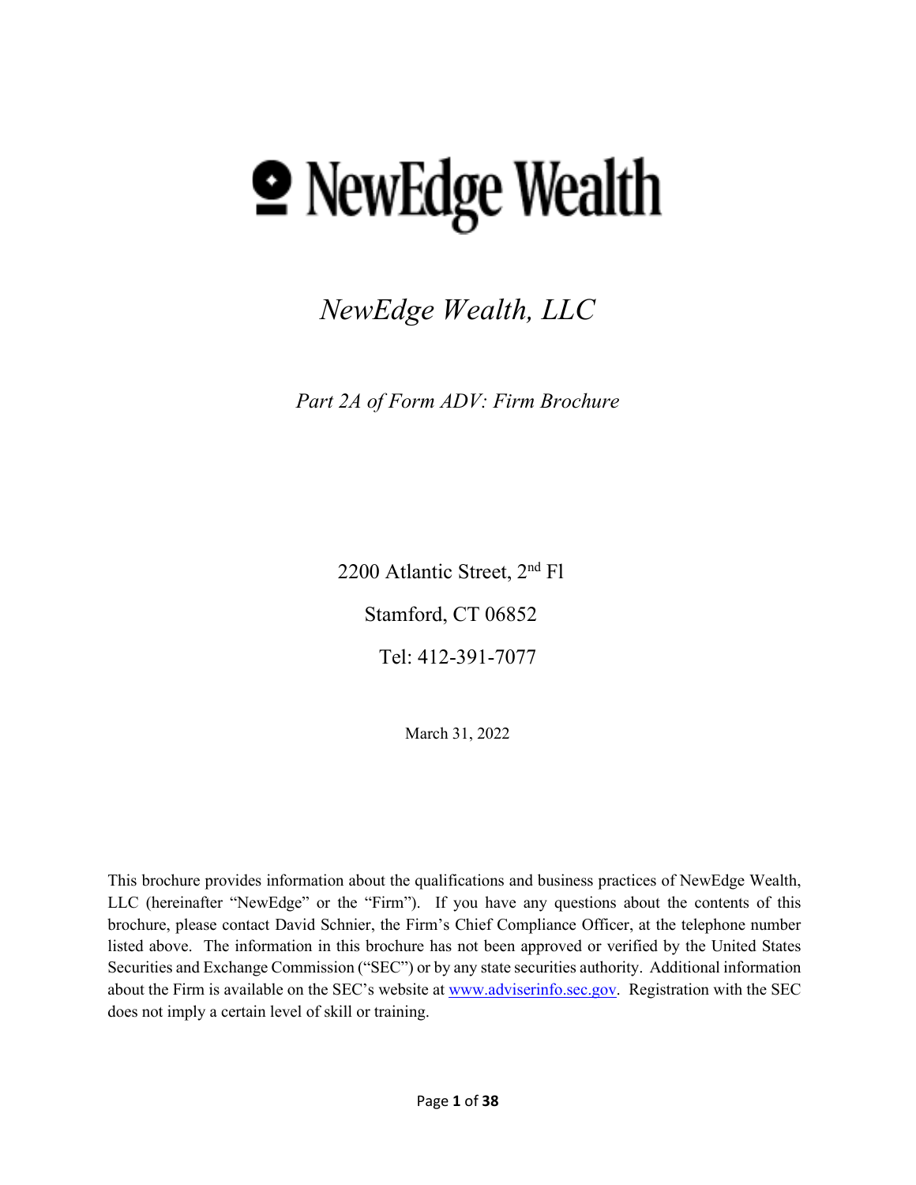# NewEdge Wealth

*NewEdge Wealth, LLC*

*Part 2A of Form ADV: Firm Brochure*

2200 Atlantic Street, 2nd Fl

Stamford, CT 06852

Tel: 412-391-7077

March 31, 2022

This brochure provides information about the qualifications and business practices of NewEdge Wealth, LLC (hereinafter "NewEdge" or the "Firm"). If you have any questions about the contents of this brochure, please contact David Schnier, the Firm's Chief Compliance Officer, at the telephone number listed above. The information in this brochure has not been approved or verified by the United States Securities and Exchange Commission ("SEC") or by any state securities authority. Additional information about the Firm is available on the SEC's website at www.adviserinfo.sec.gov. Registration with the SEC does not imply a certain level of skill or training.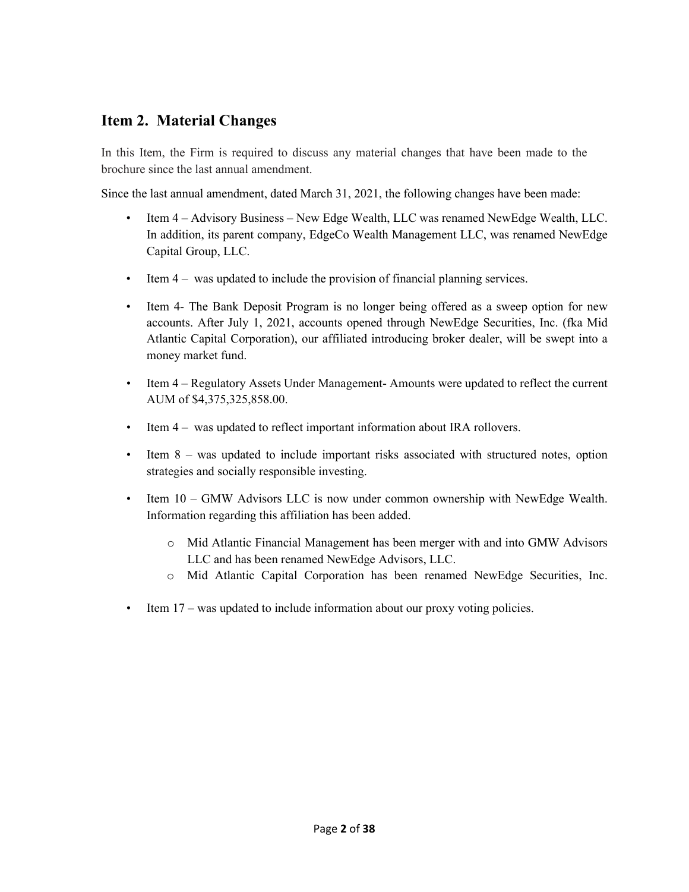## Item 2. Material Changes

In this Item, the Firm is required to discuss any material changes that have been made to the brochure since the last annual amendment.

Since the last annual amendment, dated March 31, 2021, the following changes have been made:

- Item 4 – Advisory Business – New Edge Wealth, LLC was renamed NewEdge Wealth, LLC. In addition, its parent company, EdgeCo Wealth Management LLC, was renamed NewEdge Capital Group, LLC.
- Item 4 – was updated to include the provision of financial planning services.
- Item 4- The Bank Deposit Program is no longer being offered as a sweep option for new accounts. After July 1, 2021, accounts opened through NewEdge Securities, Inc. (fka Mid Atlantic Capital Corporation), our affiliated introducing broker dealer, will be swept into a money market fund.
- Item 4 – Regulatory Assets Under Management- Amounts were updated to reflect the current AUM of $4,375,325,858.00.
- Item 4 – was updated to reflect important information about IRA rollovers.
- Item 8 – was updated to include important risks associated with structured notes, option strategies and socially responsible investing.
- Item 10 – GMW Advisors LLC is now under common ownership with NewEdge Wealth. Information regarding this affiliation has been added.
    - Mid Atlantic Financial Management has been merger with and into GMW Advisors LLC and has been renamed NewEdge Advisors, LLC.
    - Mid Atlantic Capital Corporation has been renamed NewEdge Securities, Inc.
- Item 17 – was updated to include information about our proxy voting policies.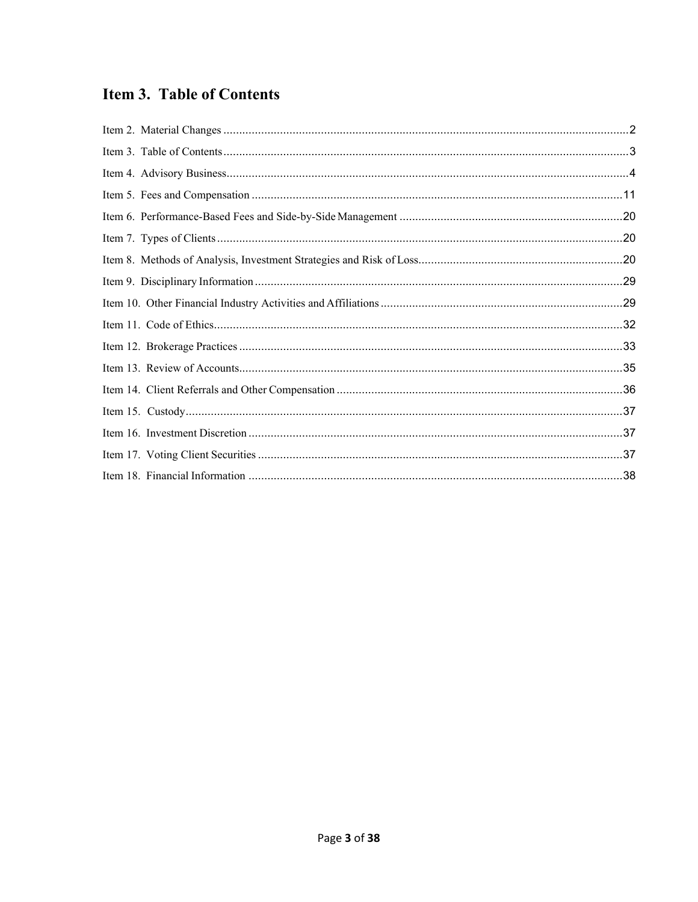## Item 3. Table of Contents

Item 2. Material Changes ....................................................2
Item 3. Table of Contents ....................................................3
Item 4. Advisory Business ....................................................4
Item 5. Fees and Compensation ....................................................11
Item 6. Performance-Based Fees and Side-by-Side Management ....................................................20
Item 7. Types of Clients ....................................................20
Item 8. Methods of Analysis, Investment Strategies and Risk of Loss ....................................................20
Item 9. Disciplinary Information ....................................................29
Item 10. Other Financial Industry Activities and Affiliations ....................................................29
Item 11. Code of Ethics ....................................................32
Item 12. Brokerage Practices ....................................................33
Item 13. Review of Accounts ....................................................35
Item 14. Client Referrals and Other Compensation ....................................................36
Item 15. Custody ....................................................37
Item 16. Investment Discretion ....................................................37
Item 17. Voting Client Securities ....................................................37
Item 18. Financial Information ....................................................38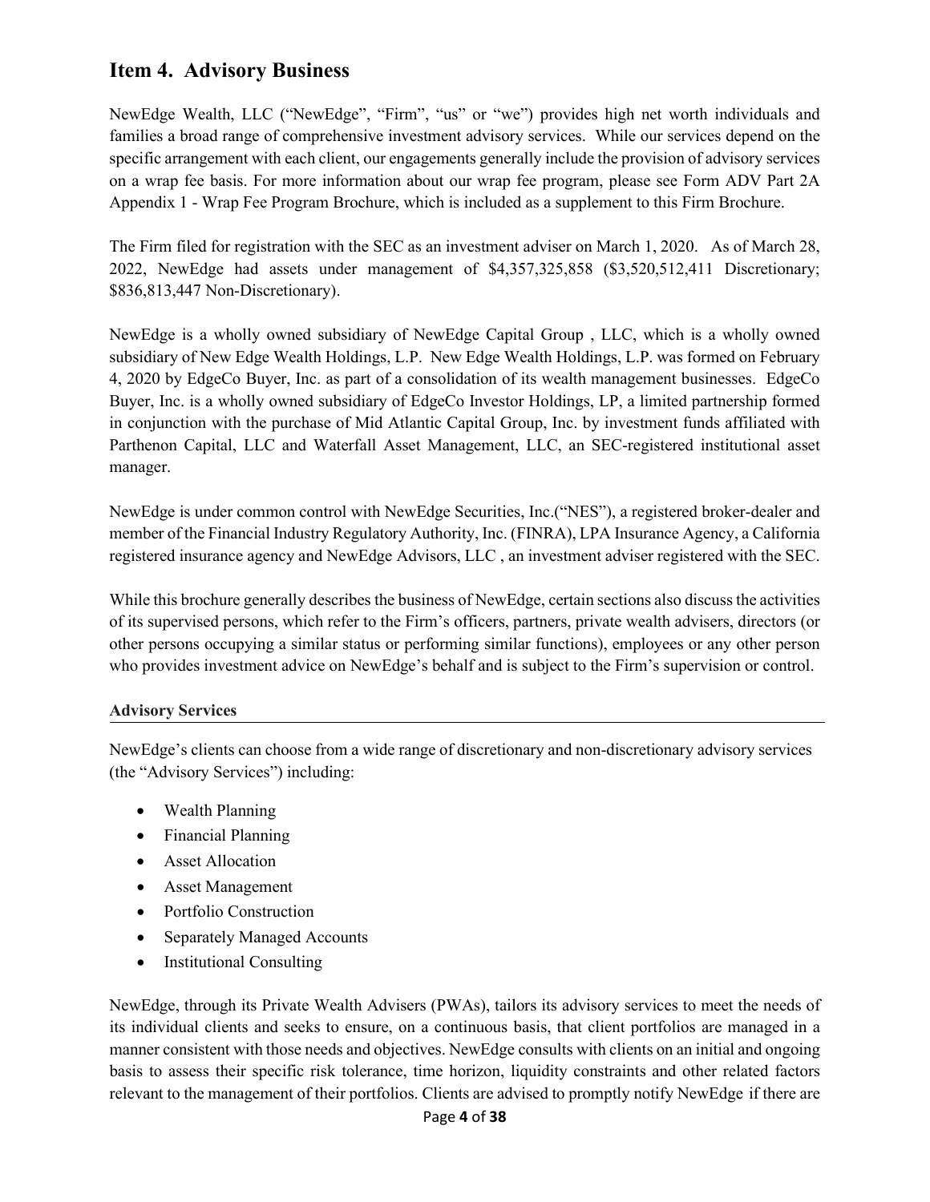## Item 4. Advisory Business

NewEdge Wealth, LLC ("NewEdge", "Firm", "us" or "we") provides high net worth individuals and families a broad range of comprehensive investment advisory services. While our services depend on the specific arrangement with each client, our engagements generally include the provision of advisory services on a wrap fee basis. For more information about our wrap fee program, please see Form ADV Part 2A Appendix 1 - Wrap Fee Program Brochure, which is included as a supplement to this Firm Brochure.

The Firm filed for registration with the SEC as an investment adviser on March 1, 2020. As of March 28, 2022, NewEdge had assets under management of $4,357,325,858 ($3,520,512,411 Discretionary; $836,813,447 Non-Discretionary).

NewEdge is a wholly owned subsidiary of NewEdge Capital Group , LLC, which is a wholly owned subsidiary of New Edge Wealth Holdings, L.P. New Edge Wealth Holdings, L.P. was formed on February 4, 2020 by EdgeCo Buyer, Inc. as part of a consolidation of its wealth management businesses. EdgeCo Buyer, Inc. is a wholly owned subsidiary of EdgeCo Investor Holdings, LP, a limited partnership formed in conjunction with the purchase of Mid Atlantic Capital Group, Inc. by investment funds affiliated with Parthenon Capital, LLC and Waterfall Asset Management, LLC, an SEC-registered institutional asset manager.

NewEdge is under common control with NewEdge Securities, Inc.("NES"), a registered broker-dealer and member of the Financial Industry Regulatory Authority, Inc. (FINRA), LPA Insurance Agency, a California registered insurance agency and NewEdge Advisors, LLC , an investment adviser registered with the SEC.

While this brochure generally describes the business of NewEdge, certain sections also discuss the activities of its supervised persons, which refer to the Firm's officers, partners, private wealth advisers, directors (or other persons occupying a similar status or performing similar functions), employees or any other person who provides investment advice on NewEdge's behalf and is subject to the Firm's supervision or control.

**Advisory Services**

NewEdge's clients can choose from a wide range of discretionary and non-discretionary advisory services (the "Advisory Services") including:

- Wealth Planning
- Financial Planning
- Asset Allocation
- Asset Management
- Portfolio Construction
- Separately Managed Accounts
- Institutional Consulting

NewEdge, through its Private Wealth Advisers (PWAs), tailors its advisory services to meet the needs of its individual clients and seeks to ensure, on a continuous basis, that client portfolios are managed in a manner consistent with those needs and objectives. NewEdge consults with clients on an initial and ongoing basis to assess their specific risk tolerance, time horizon, liquidity constraints and other related factors relevant to the management of their portfolios. Clients are advised to promptly notify NewEdge if there are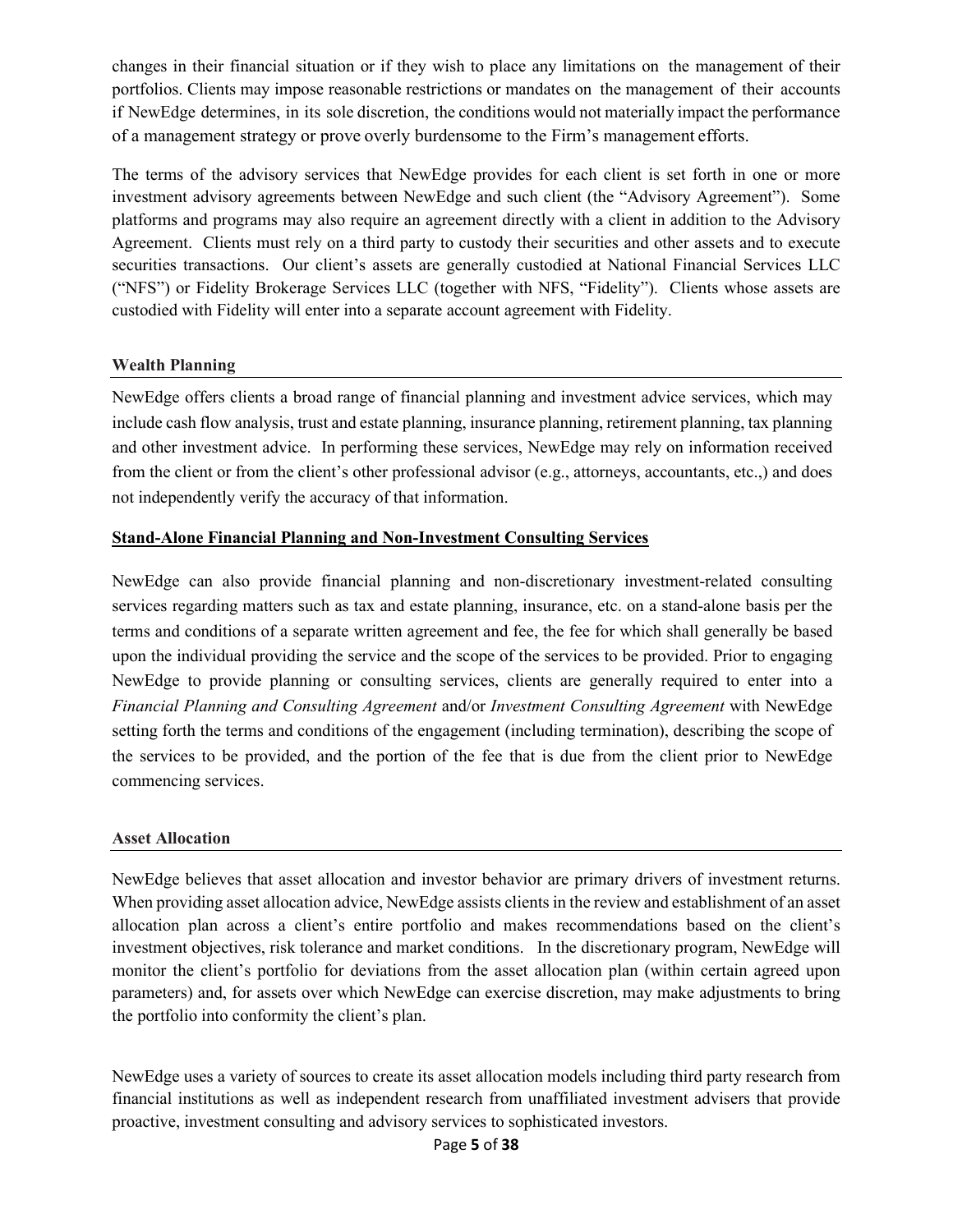changes in their financial situation or if they wish to place any limitations on the management of their portfolios. Clients may impose reasonable restrictions or mandates on the management of their accounts if NewEdge determines, in its sole discretion, the conditions would not materially impact the performance of a management strategy or prove overly burdensome to the Firm's management efforts.

The terms of the advisory services that NewEdge provides for each client is set forth in one or more investment advisory agreements between NewEdge and such client (the "Advisory Agreement"). Some platforms and programs may also require an agreement directly with a client in addition to the Advisory Agreement. Clients must rely on a third party to custody their securities and other assets and to execute securities transactions. Our client's assets are generally custodied at National Financial Services LLC ("NFS") or Fidelity Brokerage Services LLC (together with NFS, "Fidelity"). Clients whose assets are custodied with Fidelity will enter into a separate account agreement with Fidelity.

### Wealth Planning

NewEdge offers clients a broad range of financial planning and investment advice services, which may include cash flow analysis, trust and estate planning, insurance planning, retirement planning, tax planning and other investment advice. In performing these services, NewEdge may rely on information received from the client or from the client's other professional advisor (e.g., attorneys, accountants, etc.,) and does not independently verify the accuracy of that information.

### Stand-Alone Financial Planning and Non-Investment Consulting Services

NewEdge can also provide financial planning and non-discretionary investment-related consulting services regarding matters such as tax and estate planning, insurance, etc. on a stand-alone basis per the terms and conditions of a separate written agreement and fee, the fee for which shall generally be based upon the individual providing the service and the scope of the services to be provided. Prior to engaging NewEdge to provide planning or consulting services, clients are generally required to enter into a *Financial Planning and Consulting Agreement* and/or *Investment Consulting Agreement* with NewEdge setting forth the terms and conditions of the engagement (including termination), describing the scope of the services to be provided, and the portion of the fee that is due from the client prior to NewEdge commencing services.

### Asset Allocation

NewEdge believes that asset allocation and investor behavior are primary drivers of investment returns. When providing asset allocation advice, NewEdge assists clients in the review and establishment of an asset allocation plan across a client's entire portfolio and makes recommendations based on the client's investment objectives, risk tolerance and market conditions. In the discretionary program, NewEdge will monitor the client's portfolio for deviations from the asset allocation plan (within certain agreed upon parameters) and, for assets over which NewEdge can exercise discretion, may make adjustments to bring the portfolio into conformity the client's plan.

NewEdge uses a variety of sources to create its asset allocation models including third party research from financial institutions as well as independent research from unaffiliated investment advisers that provide proactive, investment consulting and advisory services to sophisticated investors.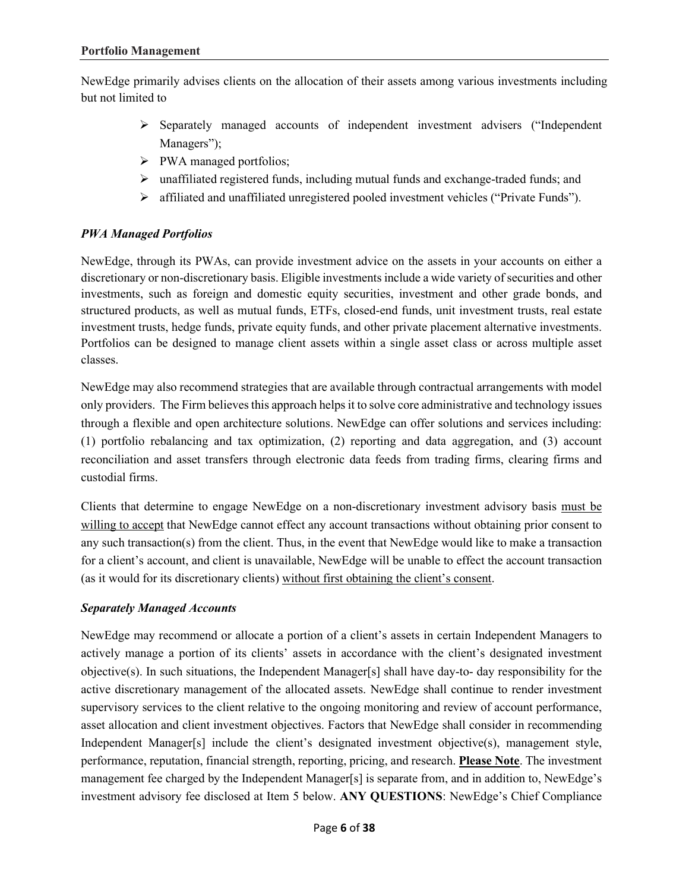## Portfolio Management

NewEdge primarily advises clients on the allocation of their assets among various investments including but not limited to

- Separately managed accounts of independent investment advisers ("Independent Managers");
- PWA managed portfolios;
- unaffiliated registered funds, including mutual funds and exchange-traded funds; and
- affiliated and unaffiliated unregistered pooled investment vehicles ("Private Funds").

### *PWA Managed Portfolios*

NewEdge, through its PWAs, can provide investment advice on the assets in your accounts on either a discretionary or non-discretionary basis. Eligible investments include a wide variety of securities and other investments, such as foreign and domestic equity securities, investment and other grade bonds, and structured products, as well as mutual funds, ETFs, closed-end funds, unit investment trusts, real estate investment trusts, hedge funds, private equity funds, and other private placement alternative investments. Portfolios can be designed to manage client assets within a single asset class or across multiple asset classes.

NewEdge may also recommend strategies that are available through contractual arrangements with model only providers. The Firm believes this approach helps it to solve core administrative and technology issues through a flexible and open architecture solutions. NewEdge can offer solutions and services including: (1) portfolio rebalancing and tax optimization, (2) reporting and data aggregation, and (3) account reconciliation and asset transfers through electronic data feeds from trading firms, clearing firms and custodial firms.

Clients that determine to engage NewEdge on a non-discretionary investment advisory basis <u>must be willing to accept</u> that NewEdge cannot effect any account transactions without obtaining prior consent to any such transaction(s) from the client. Thus, in the event that NewEdge would like to make a transaction for a client's account, and client is unavailable, NewEdge will be unable to effect the account transaction (as it would for its discretionary clients) <u>without first obtaining the client's consent</u>.

### *Separately Managed Accounts*

NewEdge may recommend or allocate a portion of a client's assets in certain Independent Managers to actively manage a portion of its clients' assets in accordance with the client's designated investment objective(s). In such situations, the Independent Manager[s] shall have day-to- day responsibility for the active discretionary management of the allocated assets. NewEdge shall continue to render investment supervisory services to the client relative to the ongoing monitoring and review of account performance, asset allocation and client investment objectives. Factors that NewEdge shall consider in recommending Independent Manager[s] include the client's designated investment objective(s), management style, performance, reputation, financial strength, reporting, pricing, and research. **<u>Please Note</u>**. The investment management fee charged by the Independent Manager[s] is separate from, and in addition to, NewEdge's investment advisory fee disclosed at Item 5 below. **ANY QUESTIONS**: NewEdge's Chief Compliance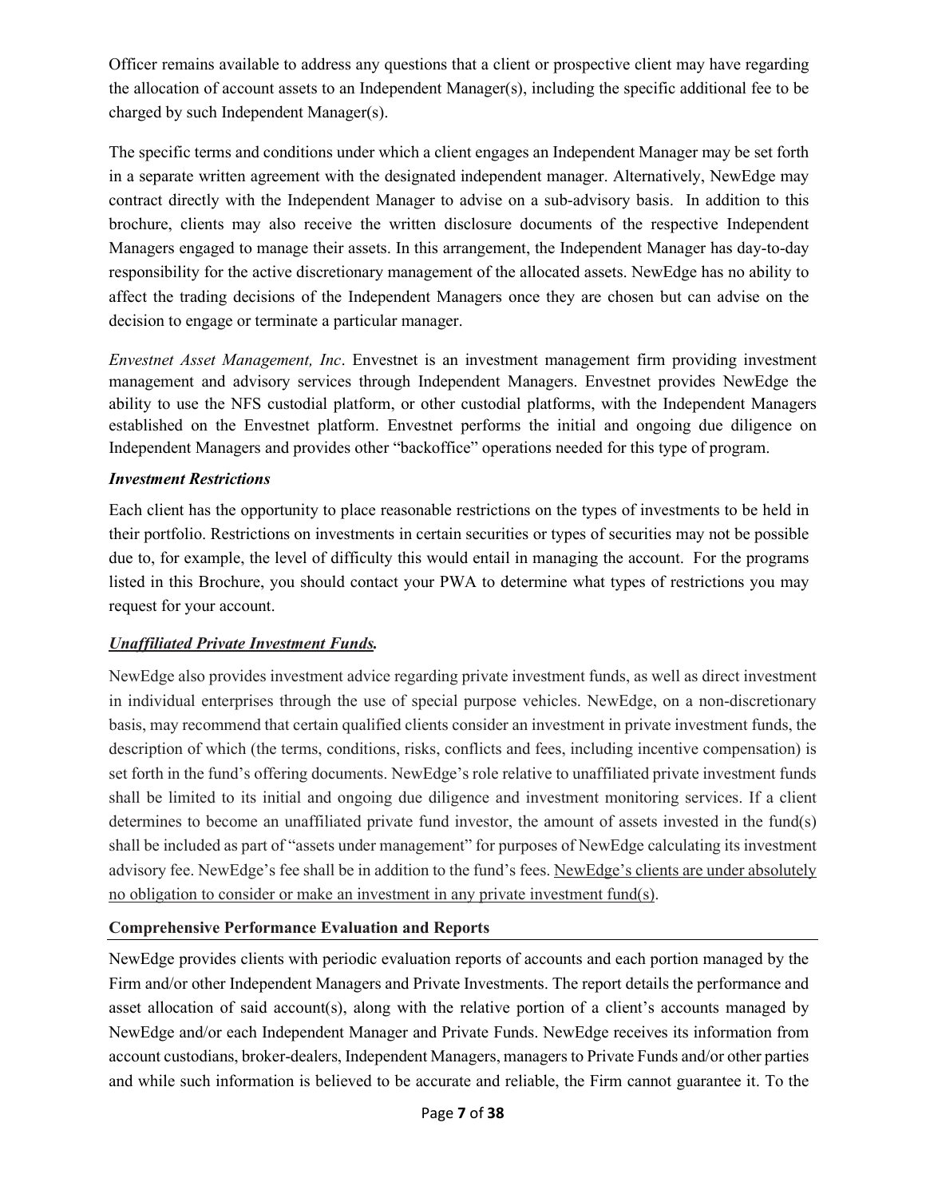Officer remains available to address any questions that a client or prospective client may have regarding the allocation of account assets to an Independent Manager(s), including the specific additional fee to be charged by such Independent Manager(s).

The specific terms and conditions under which a client engages an Independent Manager may be set forth in a separate written agreement with the designated independent manager. Alternatively, NewEdge may contract directly with the Independent Manager to advise on a sub-advisory basis. In addition to this brochure, clients may also receive the written disclosure documents of the respective Independent Managers engaged to manage their assets. In this arrangement, the Independent Manager has day-to-day responsibility for the active discretionary management of the allocated assets. NewEdge has no ability to affect the trading decisions of the Independent Managers once they are chosen but can advise on the decision to engage or terminate a particular manager.

*Envestnet Asset Management, Inc*. Envestnet is an investment management firm providing investment management and advisory services through Independent Managers. Envestnet provides NewEdge the ability to use the NFS custodial platform, or other custodial platforms, with the Independent Managers established on the Envestnet platform. Envestnet performs the initial and ongoing due diligence on Independent Managers and provides other "backoffice" operations needed for this type of program.

***Investment Restrictions***

Each client has the opportunity to place reasonable restrictions on the types of investments to be held in their portfolio. Restrictions on investments in certain securities or types of securities may not be possible due to, for example, the level of difficulty this would entail in managing the account. For the programs listed in this Brochure, you should contact your PWA to determine what types of restrictions you may request for your account.

***Unaffiliated Private Investment Funds.***

NewEdge also provides investment advice regarding private investment funds, as well as direct investment in individual enterprises through the use of special purpose vehicles. NewEdge, on a non-discretionary basis, may recommend that certain qualified clients consider an investment in private investment funds, the description of which (the terms, conditions, risks, conflicts and fees, including incentive compensation) is set forth in the fund's offering documents. NewEdge's role relative to unaffiliated private investment funds shall be limited to its initial and ongoing due diligence and investment monitoring services. If a client determines to become an unaffiliated private fund investor, the amount of assets invested in the fund(s) shall be included as part of "assets under management" for purposes of NewEdge calculating its investment advisory fee. NewEdge's fee shall be in addition to the fund's fees. NewEdge's clients are under absolutely no obligation to consider or make an investment in any private investment fund(s).

**Comprehensive Performance Evaluation and Reports**

NewEdge provides clients with periodic evaluation reports of accounts and each portion managed by the Firm and/or other Independent Managers and Private Investments. The report details the performance and asset allocation of said account(s), along with the relative portion of a client's accounts managed by NewEdge and/or each Independent Manager and Private Funds. NewEdge receives its information from account custodians, broker-dealers, Independent Managers, managers to Private Funds and/or other parties and while such information is believed to be accurate and reliable, the Firm cannot guarantee it. To the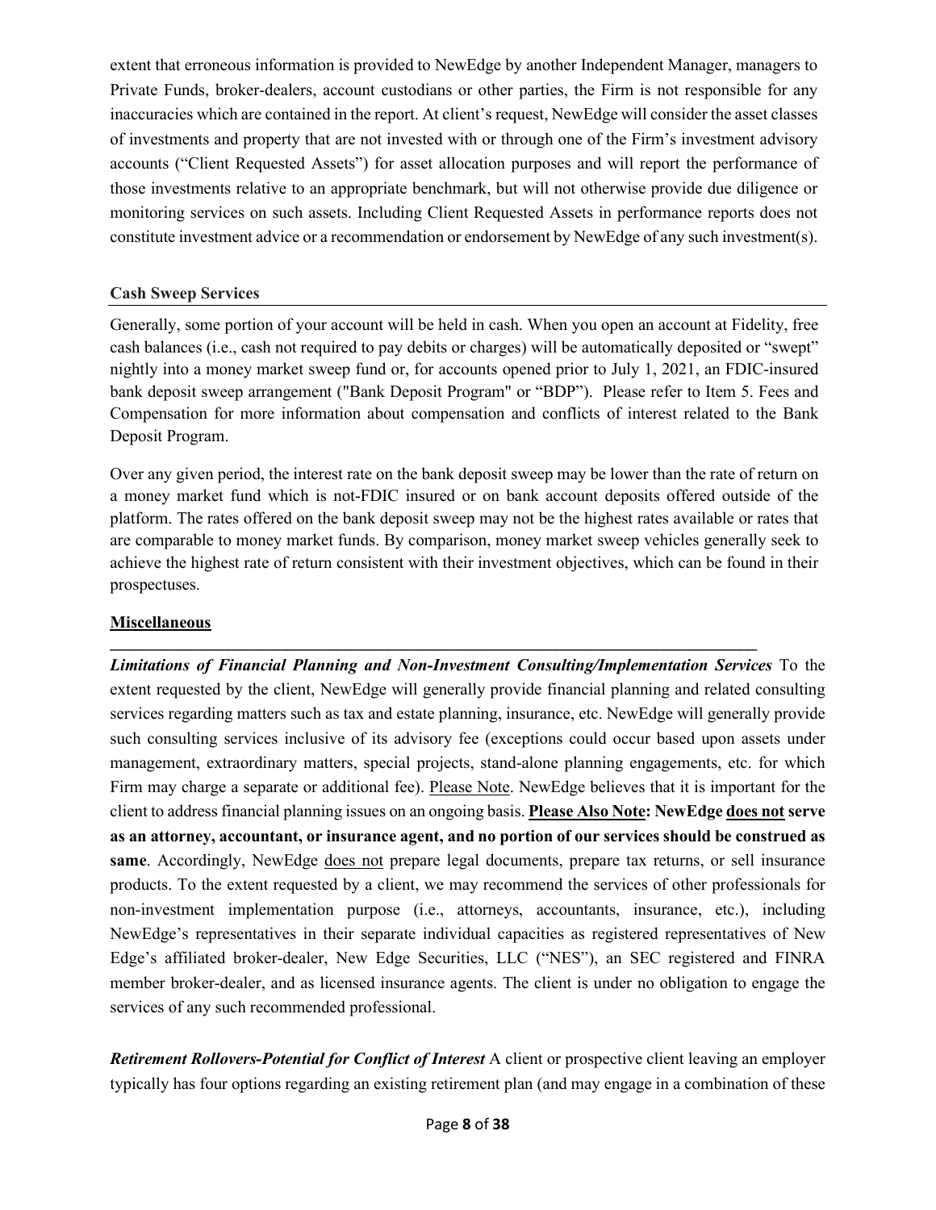extent that erroneous information is provided to NewEdge by another Independent Manager, managers to Private Funds, broker-dealers, account custodians or other parties, the Firm is not responsible for any inaccuracies which are contained in the report. At client's request, NewEdge will consider the asset classes of investments and property that are not invested with or through one of the Firm's investment advisory accounts ("Client Requested Assets") for asset allocation purposes and will report the performance of those investments relative to an appropriate benchmark, but will not otherwise provide due diligence or monitoring services on such assets. Including Client Requested Assets in performance reports does not constitute investment advice or a recommendation or endorsement by NewEdge of any such investment(s).

**Cash Sweep Services**

Generally, some portion of your account will be held in cash. When you open an account at Fidelity, free cash balances (i.e., cash not required to pay debits or charges) will be automatically deposited or "swept" nightly into a money market sweep fund or, for accounts opened prior to July 1, 2021, an FDIC-insured bank deposit sweep arrangement ("Bank Deposit Program" or "BDP"). Please refer to Item 5. Fees and Compensation for more information about compensation and conflicts of interest related to the Bank Deposit Program.

Over any given period, the interest rate on the bank deposit sweep may be lower than the rate of return on a money market fund which is not-FDIC insured or on bank account deposits offered outside of the platform. The rates offered on the bank deposit sweep may not be the highest rates available or rates that are comparable to money market funds. By comparison, money market sweep vehicles generally seek to achieve the highest rate of return consistent with their investment objectives, which can be found in their prospectuses.

**Miscellaneous**

***Limitations of Financial Planning and Non-Investment Consulting/Implementation Services*** To the extent requested by the client, NewEdge will generally provide financial planning and related consulting services regarding matters such as tax and estate planning, insurance, etc. NewEdge will generally provide such consulting services inclusive of its advisory fee (exceptions could occur based upon assets under management, extraordinary matters, special projects, stand-alone planning engagements, etc. for which Firm may charge a separate or additional fee). Please Note. NewEdge believes that it is important for the client to address financial planning issues on an ongoing basis. **Please Also Note: NewEdge does not serve as an attorney, accountant, or insurance agent, and no portion of our services should be construed as same**. Accordingly, NewEdge does not prepare legal documents, prepare tax returns, or sell insurance products. To the extent requested by a client, we may recommend the services of other professionals for non-investment implementation purpose (i.e., attorneys, accountants, insurance, etc.), including NewEdge's representatives in their separate individual capacities as registered representatives of New Edge's affiliated broker-dealer, New Edge Securities, LLC ("NES"), an SEC registered and FINRA member broker-dealer, and as licensed insurance agents. The client is under no obligation to engage the services of any such recommended professional.

***Retirement Rollovers-Potential for Conflict of Interest*** A client or prospective client leaving an employer typically has four options regarding an existing retirement plan (and may engage in a combination of these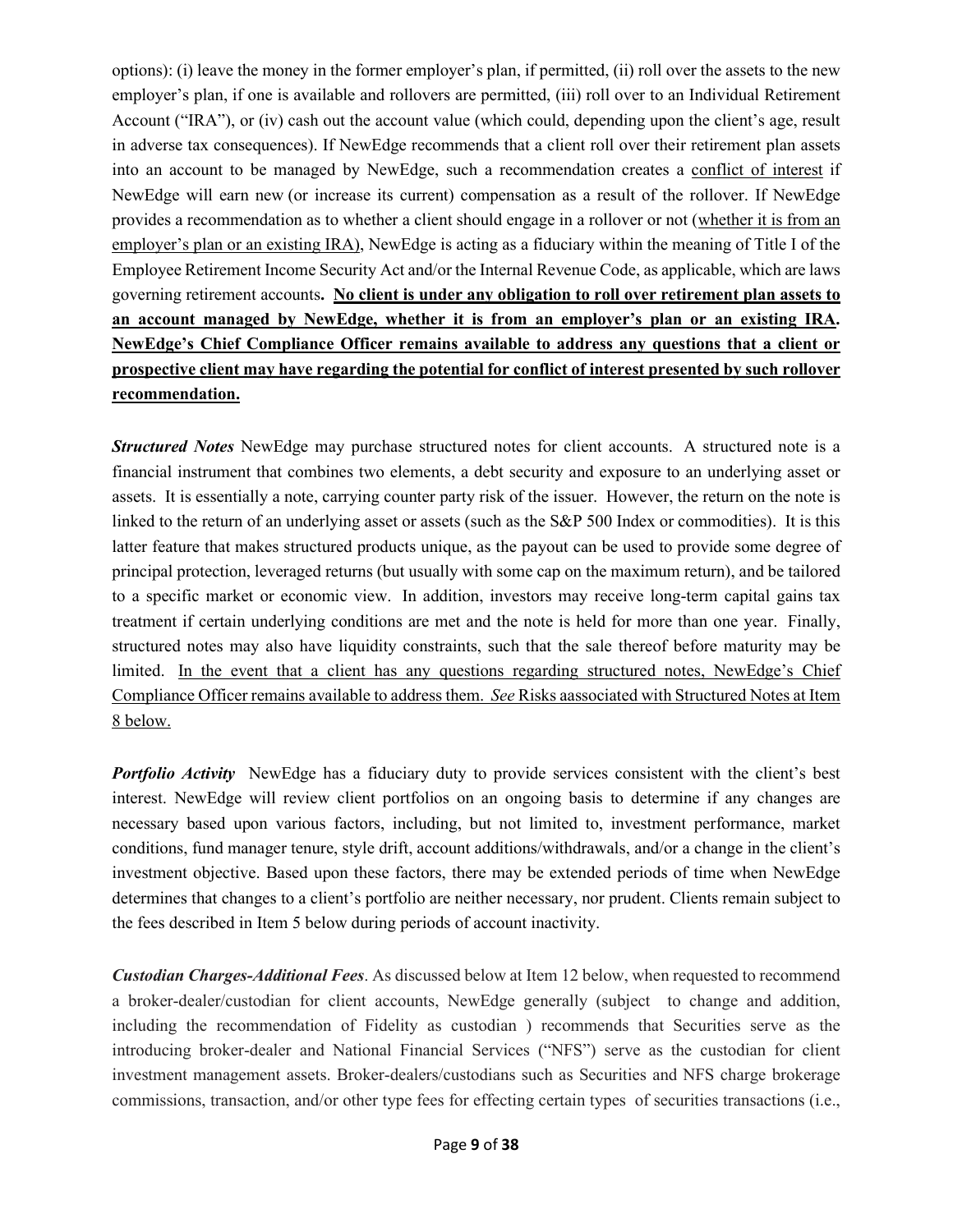options): (i) leave the money in the former employer's plan, if permitted, (ii) roll over the assets to the new employer's plan, if one is available and rollovers are permitted, (iii) roll over to an Individual Retirement Account ("IRA"), or (iv) cash out the account value (which could, depending upon the client's age, result in adverse tax consequences). If NewEdge recommends that a client roll over their retirement plan assets into an account to be managed by NewEdge, such a recommendation creates a conflict of interest if NewEdge will earn new (or increase its current) compensation as a result of the rollover. If NewEdge provides a recommendation as to whether a client should engage in a rollover or not (whether it is from an employer's plan or an existing IRA), NewEdge is acting as a fiduciary within the meaning of Title I of the Employee Retirement Income Security Act and/or the Internal Revenue Code, as applicable, which are laws governing retirement accounts**. No client is under any obligation to roll over retirement plan assets to an account managed by NewEdge, whether it is from an employer's plan or an existing IRA. NewEdge's Chief Compliance Officer remains available to address any questions that a client or prospective client may have regarding the potential for conflict of interest presented by such rollover recommendation.**

***Structured Notes*** NewEdge may purchase structured notes for client accounts. A structured note is a financial instrument that combines two elements, a debt security and exposure to an underlying asset or assets. It is essentially a note, carrying counter party risk of the issuer. However, the return on the note is linked to the return of an underlying asset or assets (such as the S&P 500 Index or commodities). It is this latter feature that makes structured products unique, as the payout can be used to provide some degree of principal protection, leveraged returns (but usually with some cap on the maximum return), and be tailored to a specific market or economic view. In addition, investors may receive long-term capital gains tax treatment if certain underlying conditions are met and the note is held for more than one year. Finally, structured notes may also have liquidity constraints, such that the sale thereof before maturity may be limited. In the event that a client has any questions regarding structured notes, NewEdge's Chief Compliance Officer remains available to address them. *See* Risks aassociated with Structured Notes at Item 8 below.

***Portfolio Activity*** NewEdge has a fiduciary duty to provide services consistent with the client's best interest. NewEdge will review client portfolios on an ongoing basis to determine if any changes are necessary based upon various factors, including, but not limited to, investment performance, market conditions, fund manager tenure, style drift, account additions/withdrawals, and/or a change in the client's investment objective. Based upon these factors, there may be extended periods of time when NewEdge determines that changes to a client's portfolio are neither necessary, nor prudent. Clients remain subject to the fees described in Item 5 below during periods of account inactivity.

***Custodian Charges-Additional Fees***. As discussed below at Item 12 below, when requested to recommend a broker-dealer/custodian for client accounts, NewEdge generally (subject to change and addition, including the recommendation of Fidelity as custodian ) recommends that Securities serve as the introducing broker-dealer and National Financial Services ("NFS") serve as the custodian for client investment management assets. Broker-dealers/custodians such as Securities and NFS charge brokerage commissions, transaction, and/or other type fees for effecting certain types of securities transactions (i.e.,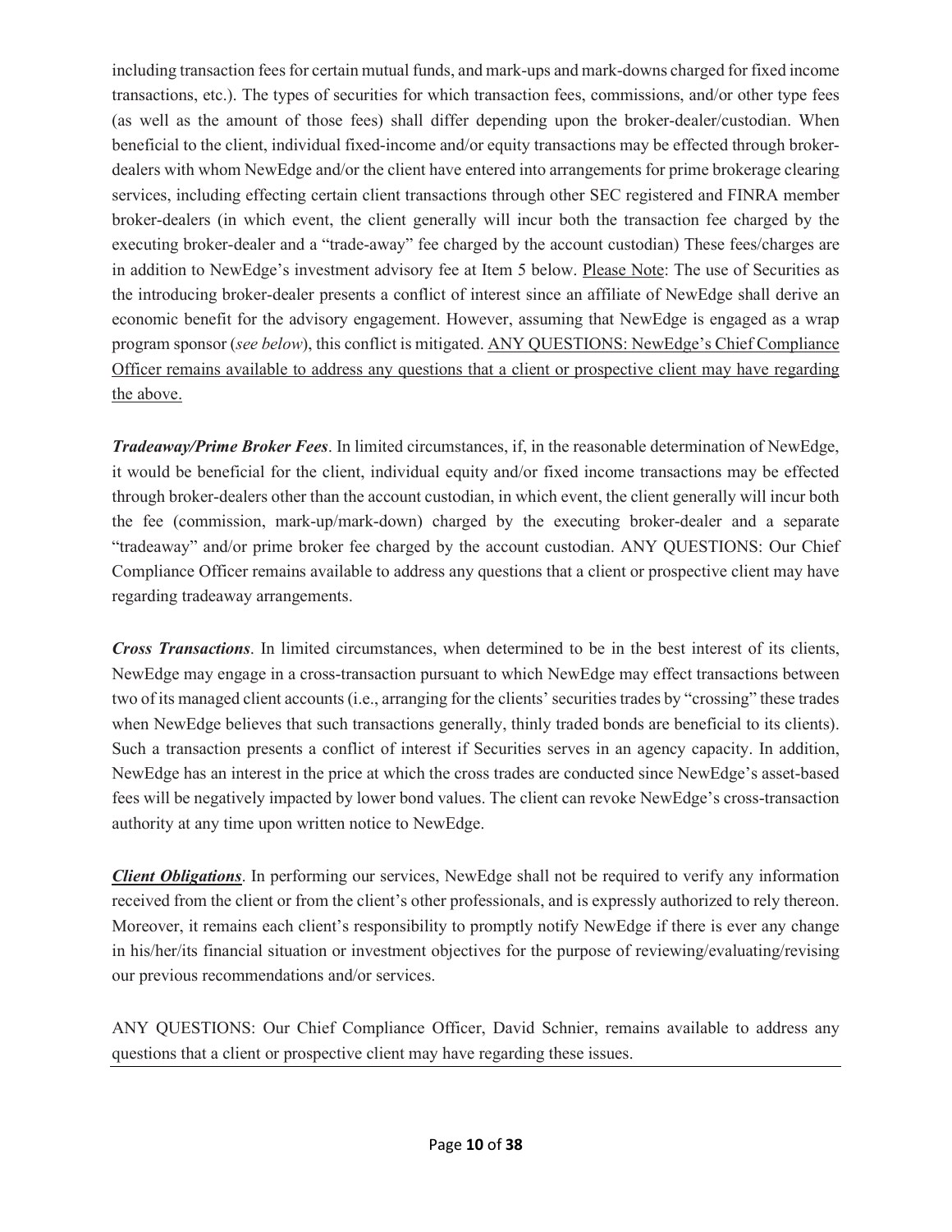including transaction fees for certain mutual funds, and mark-ups and mark-downs charged for fixed income transactions, etc.). The types of securities for which transaction fees, commissions, and/or other type fees (as well as the amount of those fees) shall differ depending upon the broker-dealer/custodian. When beneficial to the client, individual fixed-income and/or equity transactions may be effected through broker-dealers with whom NewEdge and/or the client have entered into arrangements for prime brokerage clearing services, including effecting certain client transactions through other SEC registered and FINRA member broker-dealers (in which event, the client generally will incur both the transaction fee charged by the executing broker-dealer and a "trade-away" fee charged by the account custodian) These fees/charges are in addition to NewEdge's investment advisory fee at Item 5 below. Please Note: The use of Securities as the introducing broker-dealer presents a conflict of interest since an affiliate of NewEdge shall derive an economic benefit for the advisory engagement. However, assuming that NewEdge is engaged as a wrap program sponsor (*see below*), this conflict is mitigated. ANY QUESTIONS: NewEdge's Chief Compliance Officer remains available to address any questions that a client or prospective client may have regarding the above.

***Tradeaway/Prime Broker Fees***. In limited circumstances, if, in the reasonable determination of NewEdge, it would be beneficial for the client, individual equity and/or fixed income transactions may be effected through broker-dealers other than the account custodian, in which event, the client generally will incur both the fee (commission, mark-up/mark-down) charged by the executing broker-dealer and a separate "tradeaway" and/or prime broker fee charged by the account custodian. ANY QUESTIONS: Our Chief Compliance Officer remains available to address any questions that a client or prospective client may have regarding tradeaway arrangements.

***Cross Transactions***. In limited circumstances, when determined to be in the best interest of its clients, NewEdge may engage in a cross-transaction pursuant to which NewEdge may effect transactions between two of its managed client accounts (i.e., arranging for the clients' securities trades by "crossing" these trades when NewEdge believes that such transactions generally, thinly traded bonds are beneficial to its clients). Such a transaction presents a conflict of interest if Securities serves in an agency capacity. In addition, NewEdge has an interest in the price at which the cross trades are conducted since NewEdge's asset-based fees will be negatively impacted by lower bond values. The client can revoke NewEdge's cross-transaction authority at any time upon written notice to NewEdge.

***Client Obligations***. In performing our services, NewEdge shall not be required to verify any information received from the client or from the client's other professionals, and is expressly authorized to rely thereon. Moreover, it remains each client's responsibility to promptly notify NewEdge if there is ever any change in his/her/its financial situation or investment objectives for the purpose of reviewing/evaluating/revising our previous recommendations and/or services.

ANY QUESTIONS: Our Chief Compliance Officer, David Schnier, remains available to address any questions that a client or prospective client may have regarding these issues.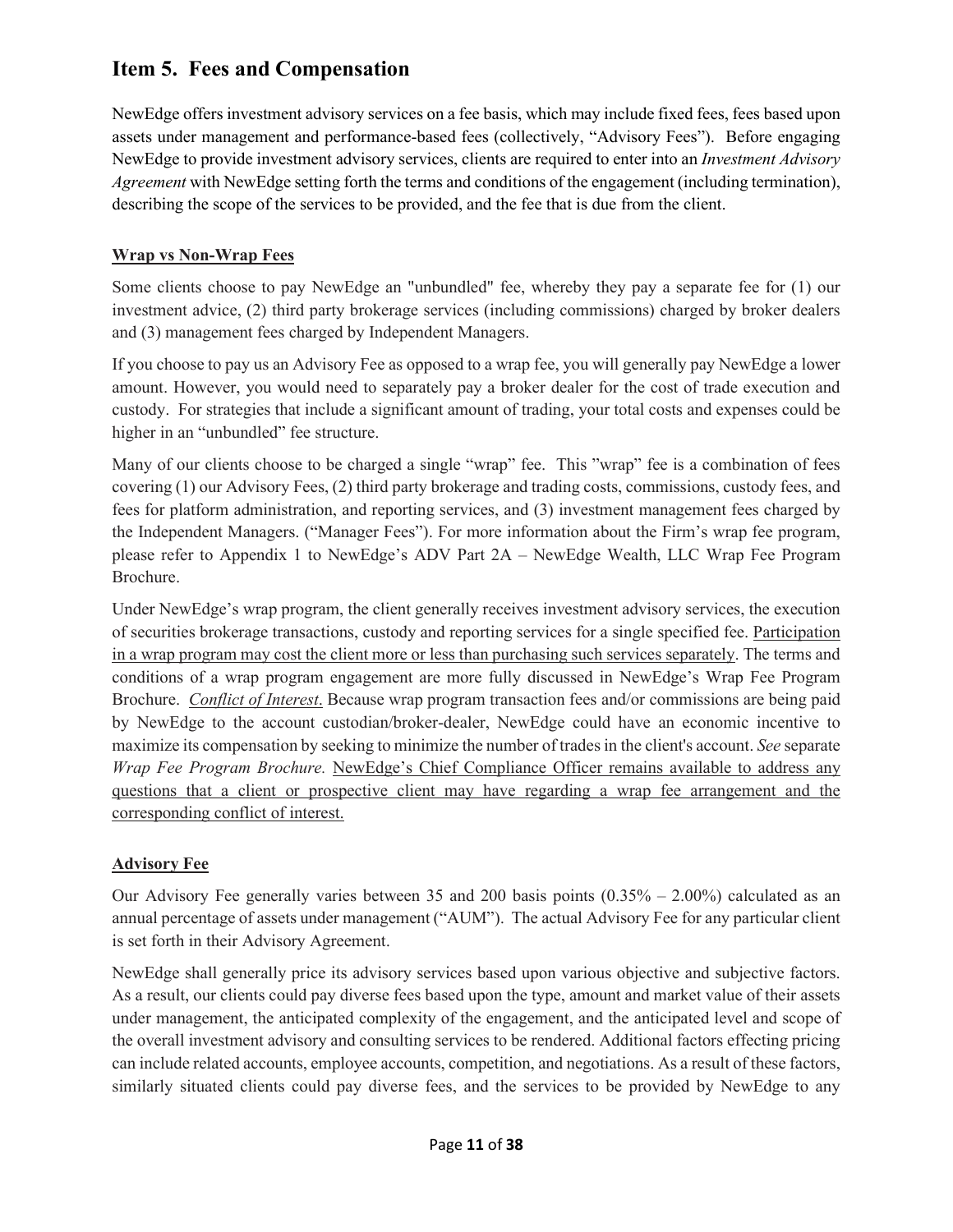## Item 5. Fees and Compensation

NewEdge offers investment advisory services on a fee basis, which may include fixed fees, fees based upon assets under management and performance-based fees (collectively, "Advisory Fees"). Before engaging NewEdge to provide investment advisory services, clients are required to enter into an *Investment Advisory Agreement* with NewEdge setting forth the terms and conditions of the engagement (including termination), describing the scope of the services to be provided, and the fee that is due from the client.

**Wrap vs Non-Wrap Fees**

Some clients choose to pay NewEdge an "unbundled" fee, whereby they pay a separate fee for (1) our investment advice, (2) third party brokerage services (including commissions) charged by broker dealers and (3) management fees charged by Independent Managers.

If you choose to pay us an Advisory Fee as opposed to a wrap fee, you will generally pay NewEdge a lower amount. However, you would need to separately pay a broker dealer for the cost of trade execution and custody. For strategies that include a significant amount of trading, your total costs and expenses could be higher in an "unbundled" fee structure.

Many of our clients choose to be charged a single "wrap" fee. This "wrap" fee is a combination of fees covering (1) our Advisory Fees, (2) third party brokerage and trading costs, commissions, custody fees, and fees for platform administration, and reporting services, and (3) investment management fees charged by the Independent Managers. ("Manager Fees"). For more information about the Firm's wrap fee program, please refer to Appendix 1 to NewEdge's ADV Part 2A – NewEdge Wealth, LLC Wrap Fee Program Brochure.

Under NewEdge's wrap program, the client generally receives investment advisory services, the execution of securities brokerage transactions, custody and reporting services for a single specified fee. Participation in a wrap program may cost the client more or less than purchasing such services separately. The terms and conditions of a wrap program engagement are more fully discussed in NewEdge's Wrap Fee Program Brochure. *Conflict of Interest*. Because wrap program transaction fees and/or commissions are being paid by NewEdge to the account custodian/broker-dealer, NewEdge could have an economic incentive to maximize its compensation by seeking to minimize the number of trades in the client's account. *See* separate *Wrap Fee Program Brochure.* NewEdge's Chief Compliance Officer remains available to address any questions that a client or prospective client may have regarding a wrap fee arrangement and the corresponding conflict of interest.

**Advisory Fee**

Our Advisory Fee generally varies between 35 and 200 basis points (0.35% – 2.00%) calculated as an annual percentage of assets under management ("AUM"). The actual Advisory Fee for any particular client is set forth in their Advisory Agreement.

NewEdge shall generally price its advisory services based upon various objective and subjective factors. As a result, our clients could pay diverse fees based upon the type, amount and market value of their assets under management, the anticipated complexity of the engagement, and the anticipated level and scope of the overall investment advisory and consulting services to be rendered. Additional factors effecting pricing can include related accounts, employee accounts, competition, and negotiations. As a result of these factors, similarly situated clients could pay diverse fees, and the services to be provided by NewEdge to any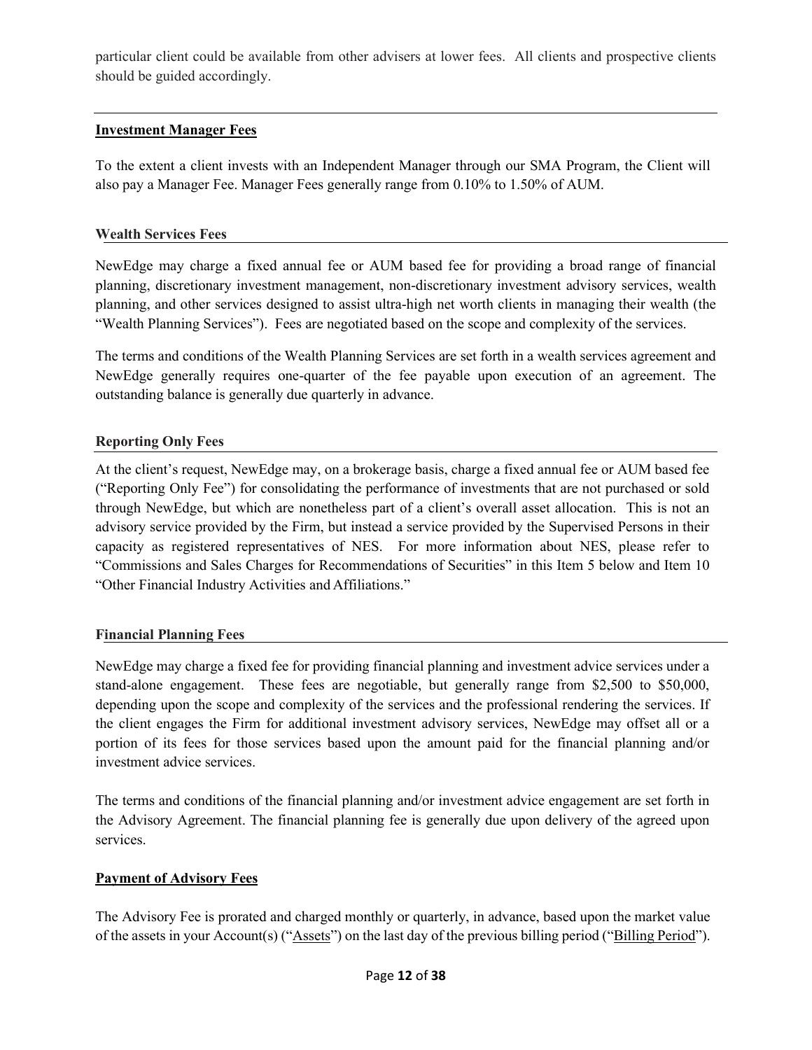particular client could be available from other advisers at lower fees. All clients and prospective clients should be guided accordingly.

### Investment Manager Fees

To the extent a client invests with an Independent Manager through our SMA Program, the Client will also pay a Manager Fee. Manager Fees generally range from 0.10% to 1.50% of AUM.

### Wealth Services Fees

NewEdge may charge a fixed annual fee or AUM based fee for providing a broad range of financial planning, discretionary investment management, non-discretionary investment advisory services, wealth planning, and other services designed to assist ultra-high net worth clients in managing their wealth (the "Wealth Planning Services"). Fees are negotiated based on the scope and complexity of the services.

The terms and conditions of the Wealth Planning Services are set forth in a wealth services agreement and NewEdge generally requires one-quarter of the fee payable upon execution of an agreement. The outstanding balance is generally due quarterly in advance.

### Reporting Only Fees

At the client's request, NewEdge may, on a brokerage basis, charge a fixed annual fee or AUM based fee ("Reporting Only Fee") for consolidating the performance of investments that are not purchased or sold through NewEdge, but which are nonetheless part of a client's overall asset allocation. This is not an advisory service provided by the Firm, but instead a service provided by the Supervised Persons in their capacity as registered representatives of NES. For more information about NES, please refer to "Commissions and Sales Charges for Recommendations of Securities" in this Item 5 below and Item 10 "Other Financial Industry Activities and Affiliations."

### Financial Planning Fees

NewEdge may charge a fixed fee for providing financial planning and investment advice services under a stand-alone engagement. These fees are negotiable, but generally range from $2,500 to $50,000, depending upon the scope and complexity of the services and the professional rendering the services. If the client engages the Firm for additional investment advisory services, NewEdge may offset all or a portion of its fees for those services based upon the amount paid for the financial planning and/or investment advice services.

The terms and conditions of the financial planning and/or investment advice engagement are set forth in the Advisory Agreement. The financial planning fee is generally due upon delivery of the agreed upon services.

### Payment of Advisory Fees

The Advisory Fee is prorated and charged monthly or quarterly, in advance, based upon the market value of the assets in your Account(s) ("Assets") on the last day of the previous billing period ("Billing Period").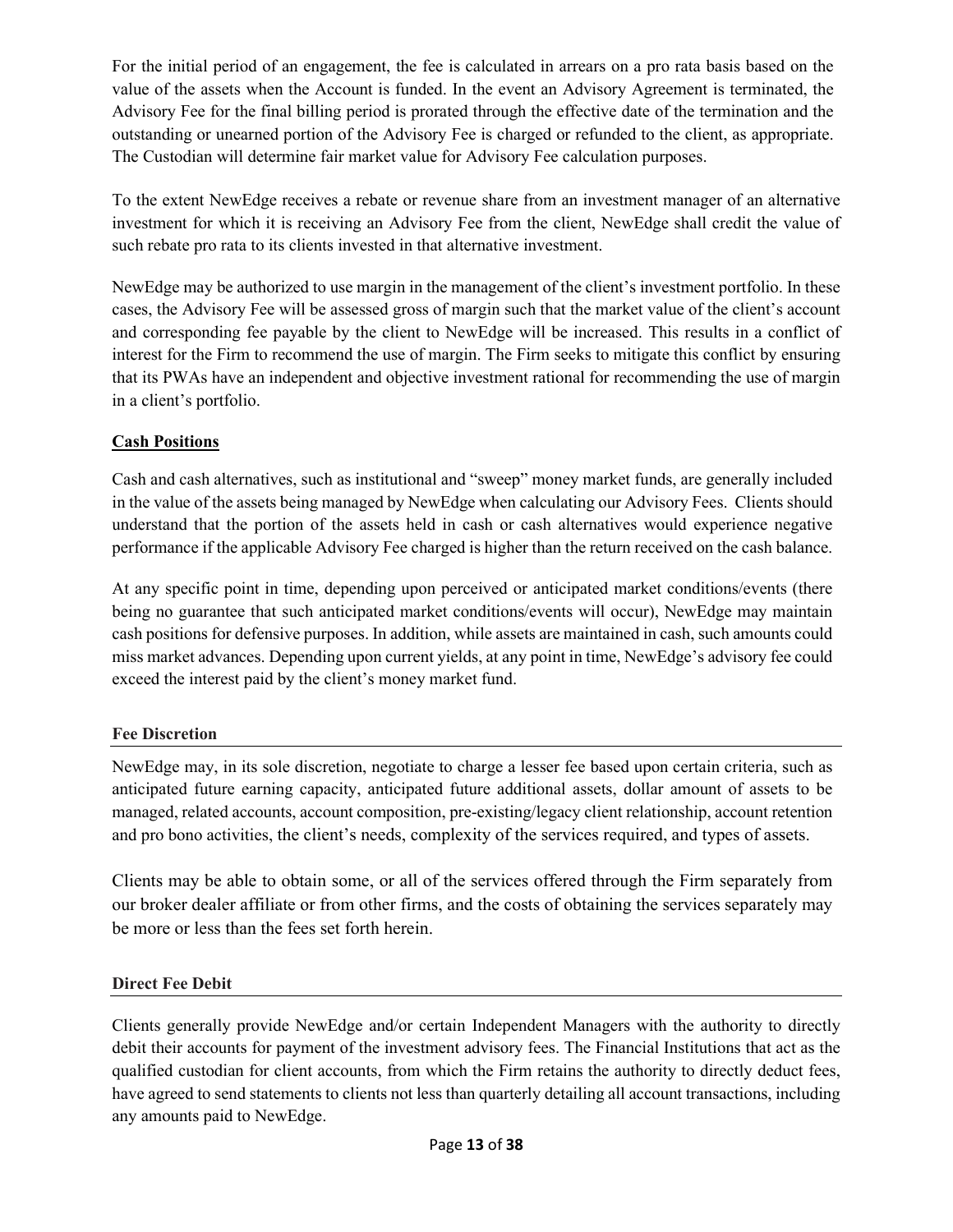For the initial period of an engagement, the fee is calculated in arrears on a pro rata basis based on the value of the assets when the Account is funded. In the event an Advisory Agreement is terminated, the Advisory Fee for the final billing period is prorated through the effective date of the termination and the outstanding or unearned portion of the Advisory Fee is charged or refunded to the client, as appropriate. The Custodian will determine fair market value for Advisory Fee calculation purposes.

To the extent NewEdge receives a rebate or revenue share from an investment manager of an alternative investment for which it is receiving an Advisory Fee from the client, NewEdge shall credit the value of such rebate pro rata to its clients invested in that alternative investment.

NewEdge may be authorized to use margin in the management of the client's investment portfolio. In these cases, the Advisory Fee will be assessed gross of margin such that the market value of the client's account and corresponding fee payable by the client to NewEdge will be increased. This results in a conflict of interest for the Firm to recommend the use of margin. The Firm seeks to mitigate this conflict by ensuring that its PWAs have an independent and objective investment rational for recommending the use of margin in a client's portfolio.

**Cash Positions**

Cash and cash alternatives, such as institutional and "sweep" money market funds, are generally included in the value of the assets being managed by NewEdge when calculating our Advisory Fees. Clients should understand that the portion of the assets held in cash or cash alternatives would experience negative performance if the applicable Advisory Fee charged is higher than the return received on the cash balance.

At any specific point in time, depending upon perceived or anticipated market conditions/events (there being no guarantee that such anticipated market conditions/events will occur), NewEdge may maintain cash positions for defensive purposes. In addition, while assets are maintained in cash, such amounts could miss market advances. Depending upon current yields, at any point in time, NewEdge's advisory fee could exceed the interest paid by the client's money market fund.

### Fee Discretion

NewEdge may, in its sole discretion, negotiate to charge a lesser fee based upon certain criteria, such as anticipated future earning capacity, anticipated future additional assets, dollar amount of assets to be managed, related accounts, account composition, pre-existing/legacy client relationship, account retention and pro bono activities, the client's needs, complexity of the services required, and types of assets.

Clients may be able to obtain some, or all of the services offered through the Firm separately from our broker dealer affiliate or from other firms, and the costs of obtaining the services separately may be more or less than the fees set forth herein.

### Direct Fee Debit

Clients generally provide NewEdge and/or certain Independent Managers with the authority to directly debit their accounts for payment of the investment advisory fees. The Financial Institutions that act as the qualified custodian for client accounts, from which the Firm retains the authority to directly deduct fees, have agreed to send statements to clients not less than quarterly detailing all account transactions, including any amounts paid to NewEdge.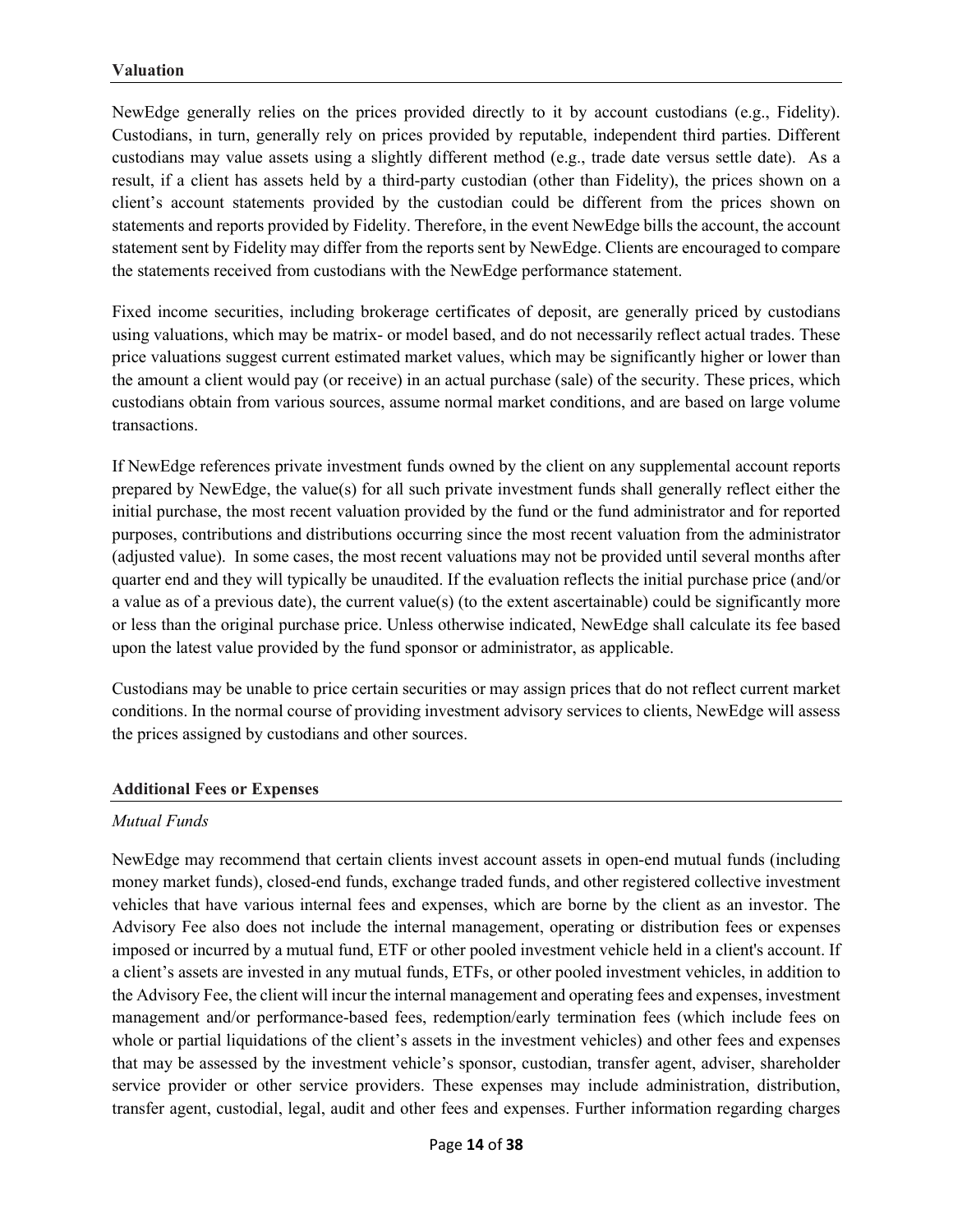**Valuation**

NewEdge generally relies on the prices provided directly to it by account custodians (e.g., Fidelity). Custodians, in turn, generally rely on prices provided by reputable, independent third parties. Different custodians may value assets using a slightly different method (e.g., trade date versus settle date). As a result, if a client has assets held by a third-party custodian (other than Fidelity), the prices shown on a client's account statements provided by the custodian could be different from the prices shown on statements and reports provided by Fidelity. Therefore, in the event NewEdge bills the account, the account statement sent by Fidelity may differ from the reports sent by NewEdge. Clients are encouraged to compare the statements received from custodians with the NewEdge performance statement.

Fixed income securities, including brokerage certificates of deposit, are generally priced by custodians using valuations, which may be matrix- or model based, and do not necessarily reflect actual trades. These price valuations suggest current estimated market values, which may be significantly higher or lower than the amount a client would pay (or receive) in an actual purchase (sale) of the security. These prices, which custodians obtain from various sources, assume normal market conditions, and are based on large volume transactions.

If NewEdge references private investment funds owned by the client on any supplemental account reports prepared by NewEdge, the value(s) for all such private investment funds shall generally reflect either the initial purchase, the most recent valuation provided by the fund or the fund administrator and for reported purposes, contributions and distributions occurring since the most recent valuation from the administrator (adjusted value). In some cases, the most recent valuations may not be provided until several months after quarter end and they will typically be unaudited. If the evaluation reflects the initial purchase price (and/or a value as of a previous date), the current value(s) (to the extent ascertainable) could be significantly more or less than the original purchase price. Unless otherwise indicated, NewEdge shall calculate its fee based upon the latest value provided by the fund sponsor or administrator, as applicable.

Custodians may be unable to price certain securities or may assign prices that do not reflect current market conditions. In the normal course of providing investment advisory services to clients, NewEdge will assess the prices assigned by custodians and other sources.

**Additional Fees or Expenses**

*Mutual Funds*

NewEdge may recommend that certain clients invest account assets in open-end mutual funds (including money market funds), closed-end funds, exchange traded funds, and other registered collective investment vehicles that have various internal fees and expenses, which are borne by the client as an investor. The Advisory Fee also does not include the internal management, operating or distribution fees or expenses imposed or incurred by a mutual fund, ETF or other pooled investment vehicle held in a client's account. If a client's assets are invested in any mutual funds, ETFs, or other pooled investment vehicles, in addition to the Advisory Fee, the client will incur the internal management and operating fees and expenses, investment management and/or performance-based fees, redemption/early termination fees (which include fees on whole or partial liquidations of the client's assets in the investment vehicles) and other fees and expenses that may be assessed by the investment vehicle's sponsor, custodian, transfer agent, adviser, shareholder service provider or other service providers. These expenses may include administration, distribution, transfer agent, custodial, legal, audit and other fees and expenses. Further information regarding charges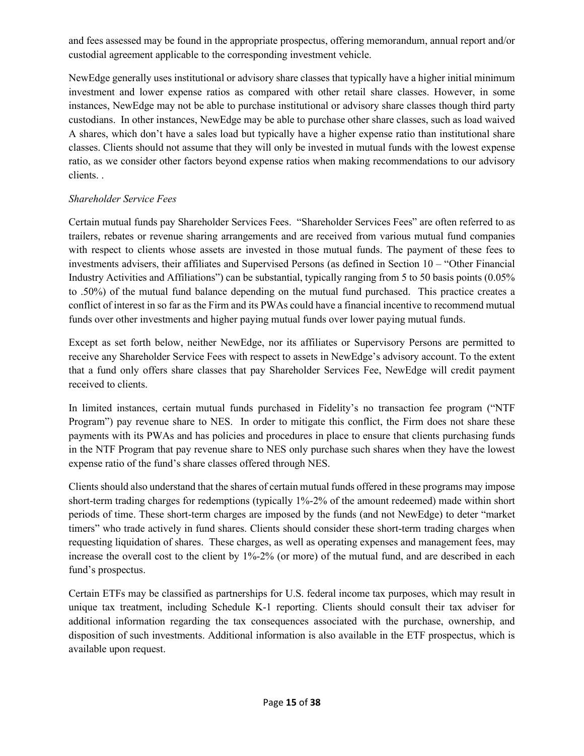and fees assessed may be found in the appropriate prospectus, offering memorandum, annual report and/or custodial agreement applicable to the corresponding investment vehicle.

NewEdge generally uses institutional or advisory share classes that typically have a higher initial minimum investment and lower expense ratios as compared with other retail share classes. However, in some instances, NewEdge may not be able to purchase institutional or advisory share classes though third party custodians. In other instances, NewEdge may be able to purchase other share classes, such as load waived A shares, which don't have a sales load but typically have a higher expense ratio than institutional share classes. Clients should not assume that they will only be invested in mutual funds with the lowest expense ratio, as we consider other factors beyond expense ratios when making recommendations to our advisory clients. .

*Shareholder Service Fees*

Certain mutual funds pay Shareholder Services Fees. "Shareholder Services Fees" are often referred to as trailers, rebates or revenue sharing arrangements and are received from various mutual fund companies with respect to clients whose assets are invested in those mutual funds. The payment of these fees to investments advisers, their affiliates and Supervised Persons (as defined in Section 10 – "Other Financial Industry Activities and Affiliations") can be substantial, typically ranging from 5 to 50 basis points (0.05% to .50%) of the mutual fund balance depending on the mutual fund purchased. This practice creates a conflict of interest in so far as the Firm and its PWAs could have a financial incentive to recommend mutual funds over other investments and higher paying mutual funds over lower paying mutual funds.

Except as set forth below, neither NewEdge, nor its affiliates or Supervisory Persons are permitted to receive any Shareholder Service Fees with respect to assets in NewEdge's advisory account. To the extent that a fund only offers share classes that pay Shareholder Services Fee, NewEdge will credit payment received to clients.

In limited instances, certain mutual funds purchased in Fidelity's no transaction fee program ("NTF Program") pay revenue share to NES. In order to mitigate this conflict, the Firm does not share these payments with its PWAs and has policies and procedures in place to ensure that clients purchasing funds in the NTF Program that pay revenue share to NES only purchase such shares when they have the lowest expense ratio of the fund's share classes offered through NES.

Clients should also understand that the shares of certain mutual funds offered in these programs may impose short-term trading charges for redemptions (typically 1%-2% of the amount redeemed) made within short periods of time. These short-term charges are imposed by the funds (and not NewEdge) to deter "market timers" who trade actively in fund shares. Clients should consider these short-term trading charges when requesting liquidation of shares. These charges, as well as operating expenses and management fees, may increase the overall cost to the client by 1%-2% (or more) of the mutual fund, and are described in each fund's prospectus.

Certain ETFs may be classified as partnerships for U.S. federal income tax purposes, which may result in unique tax treatment, including Schedule K-1 reporting. Clients should consult their tax adviser for additional information regarding the tax consequences associated with the purchase, ownership, and disposition of such investments. Additional information is also available in the ETF prospectus, which is available upon request.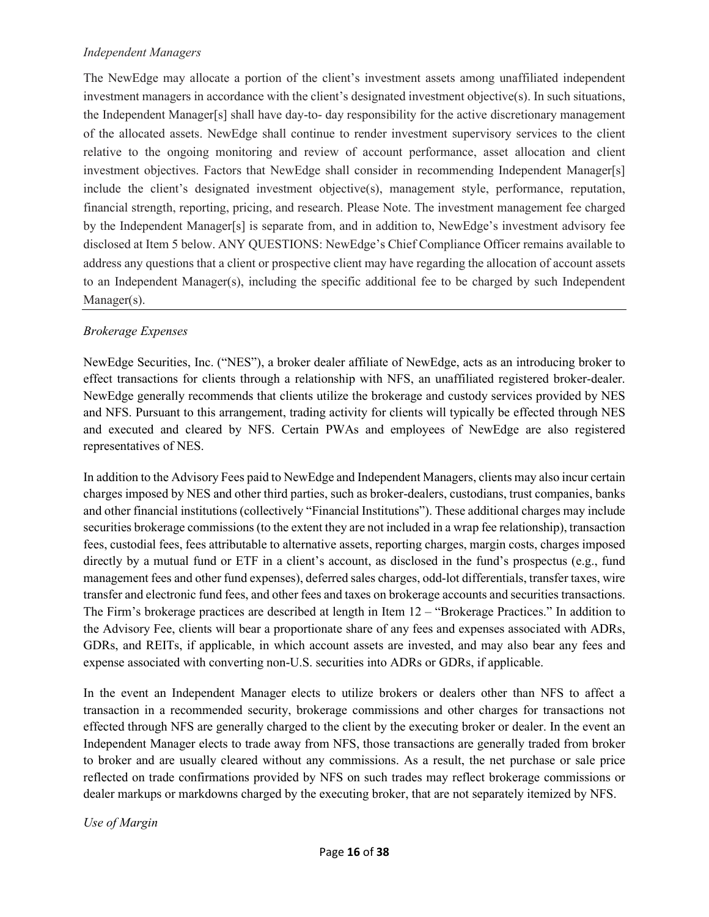*Independent Managers*

The NewEdge may allocate a portion of the client's investment assets among unaffiliated independent investment managers in accordance with the client's designated investment objective(s). In such situations, the Independent Manager[s] shall have day-to- day responsibility for the active discretionary management of the allocated assets. NewEdge shall continue to render investment supervisory services to the client relative to the ongoing monitoring and review of account performance, asset allocation and client investment objectives. Factors that NewEdge shall consider in recommending Independent Manager[s] include the client's designated investment objective(s), management style, performance, reputation, financial strength, reporting, pricing, and research. Please Note. The investment management fee charged by the Independent Manager[s] is separate from, and in addition to, NewEdge's investment advisory fee disclosed at Item 5 below. ANY QUESTIONS: NewEdge's Chief Compliance Officer remains available to address any questions that a client or prospective client may have regarding the allocation of account assets to an Independent Manager(s), including the specific additional fee to be charged by such Independent Manager(s).

---

*Brokerage Expenses*

NewEdge Securities, Inc. ("NES"), a broker dealer affiliate of NewEdge, acts as an introducing broker to effect transactions for clients through a relationship with NFS, an unaffiliated registered broker-dealer. NewEdge generally recommends that clients utilize the brokerage and custody services provided by NES and NFS. Pursuant to this arrangement, trading activity for clients will typically be effected through NES and executed and cleared by NFS. Certain PWAs and employees of NewEdge are also registered representatives of NES.

In addition to the Advisory Fees paid to NewEdge and Independent Managers, clients may also incur certain charges imposed by NES and other third parties, such as broker-dealers, custodians, trust companies, banks and other financial institutions (collectively "Financial Institutions"). These additional charges may include securities brokerage commissions (to the extent they are not included in a wrap fee relationship), transaction fees, custodial fees, fees attributable to alternative assets, reporting charges, margin costs, charges imposed directly by a mutual fund or ETF in a client's account, as disclosed in the fund's prospectus (e.g., fund management fees and other fund expenses), deferred sales charges, odd-lot differentials, transfer taxes, wire transfer and electronic fund fees, and other fees and taxes on brokerage accounts and securities transactions. The Firm's brokerage practices are described at length in Item 12 – "Brokerage Practices." In addition to the Advisory Fee, clients will bear a proportionate share of any fees and expenses associated with ADRs, GDRs, and REITs, if applicable, in which account assets are invested, and may also bear any fees and expense associated with converting non-U.S. securities into ADRs or GDRs, if applicable.

In the event an Independent Manager elects to utilize brokers or dealers other than NFS to affect a transaction in a recommended security, brokerage commissions and other charges for transactions not effected through NFS are generally charged to the client by the executing broker or dealer. In the event an Independent Manager elects to trade away from NFS, those transactions are generally traded from broker to broker and are usually cleared without any commissions. As a result, the net purchase or sale price reflected on trade confirmations provided by NFS on such trades may reflect brokerage commissions or dealer markups or markdowns charged by the executing broker, that are not separately itemized by NFS.

*Use of Margin*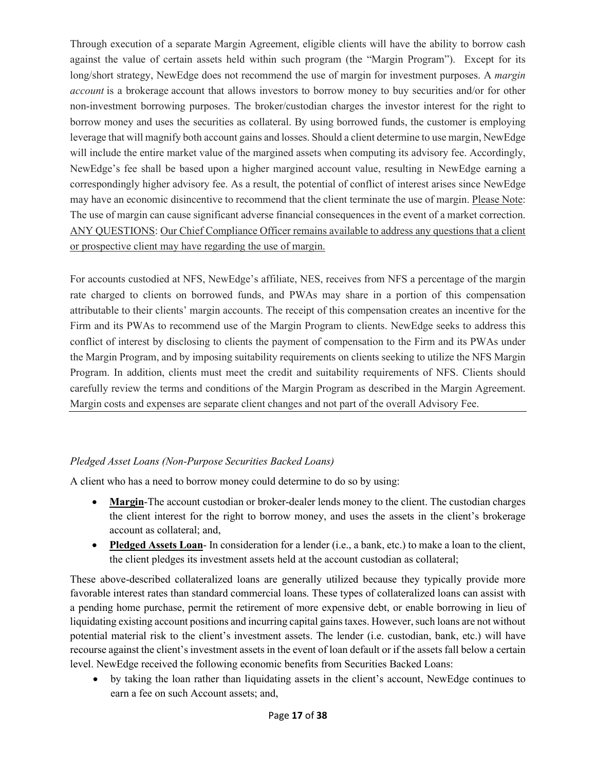Through execution of a separate Margin Agreement, eligible clients will have the ability to borrow cash against the value of certain assets held within such program (the "Margin Program"). Except for its long/short strategy, NewEdge does not recommend the use of margin for investment purposes. A *margin account* is a brokerage account that allows investors to borrow money to buy securities and/or for other non-investment borrowing purposes. The broker/custodian charges the investor interest for the right to borrow money and uses the securities as collateral. By using borrowed funds, the customer is employing leverage that will magnify both account gains and losses. Should a client determine to use margin, NewEdge will include the entire market value of the margined assets when computing its advisory fee. Accordingly, NewEdge's fee shall be based upon a higher margined account value, resulting in NewEdge earning a correspondingly higher advisory fee. As a result, the potential of conflict of interest arises since NewEdge may have an economic disincentive to recommend that the client terminate the use of margin. Please Note: The use of margin can cause significant adverse financial consequences in the event of a market correction. ANY QUESTIONS: Our Chief Compliance Officer remains available to address any questions that a client or prospective client may have regarding the use of margin.

For accounts custodied at NFS, NewEdge's affiliate, NES, receives from NFS a percentage of the margin rate charged to clients on borrowed funds, and PWAs may share in a portion of this compensation attributable to their clients' margin accounts. The receipt of this compensation creates an incentive for the Firm and its PWAs to recommend use of the Margin Program to clients. NewEdge seeks to address this conflict of interest by disclosing to clients the payment of compensation to the Firm and its PWAs under the Margin Program, and by imposing suitability requirements on clients seeking to utilize the NFS Margin Program. In addition, clients must meet the credit and suitability requirements of NFS. Clients should carefully review the terms and conditions of the Margin Program as described in the Margin Agreement. Margin costs and expenses are separate client changes and not part of the overall Advisory Fee.

*Pledged Asset Loans (Non-Purpose Securities Backed Loans)*

A client who has a need to borrow money could determine to do so by using:

- **Margin**-The account custodian or broker-dealer lends money to the client. The custodian charges the client interest for the right to borrow money, and uses the assets in the client's brokerage account as collateral; and,
- **Pledged Assets Loan**- In consideration for a lender (i.e., a bank, etc.) to make a loan to the client, the client pledges its investment assets held at the account custodian as collateral;

These above-described collateralized loans are generally utilized because they typically provide more favorable interest rates than standard commercial loans. These types of collateralized loans can assist with a pending home purchase, permit the retirement of more expensive debt, or enable borrowing in lieu of liquidating existing account positions and incurring capital gains taxes. However, such loans are not without potential material risk to the client's investment assets. The lender (i.e. custodian, bank, etc.) will have recourse against the client's investment assets in the event of loan default or if the assets fall below a certain level. NewEdge received the following economic benefits from Securities Backed Loans:

- by taking the loan rather than liquidating assets in the client's account, NewEdge continues to earn a fee on such Account assets; and,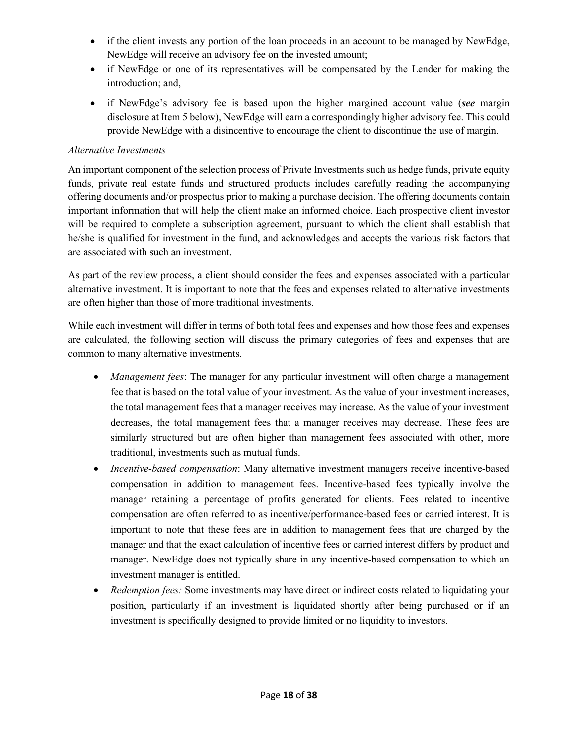- if the client invests any portion of the loan proceeds in an account to be managed by NewEdge, NewEdge will receive an advisory fee on the invested amount;
- if NewEdge or one of its representatives will be compensated by the Lender for making the introduction; and,
- if NewEdge's advisory fee is based upon the higher margined account value (***see*** margin disclosure at Item 5 below), NewEdge will earn a correspondingly higher advisory fee. This could provide NewEdge with a disincentive to encourage the client to discontinue the use of margin.

*Alternative Investments*

An important component of the selection process of Private Investments such as hedge funds, private equity funds, private real estate funds and structured products includes carefully reading the accompanying offering documents and/or prospectus prior to making a purchase decision. The offering documents contain important information that will help the client make an informed choice. Each prospective client investor will be required to complete a subscription agreement, pursuant to which the client shall establish that he/she is qualified for investment in the fund, and acknowledges and accepts the various risk factors that are associated with such an investment.

As part of the review process, a client should consider the fees and expenses associated with a particular alternative investment. It is important to note that the fees and expenses related to alternative investments are often higher than those of more traditional investments.

While each investment will differ in terms of both total fees and expenses and how those fees and expenses are calculated, the following section will discuss the primary categories of fees and expenses that are common to many alternative investments.

- *Management fees*: The manager for any particular investment will often charge a management fee that is based on the total value of your investment. As the value of your investment increases, the total management fees that a manager receives may increase. As the value of your investment decreases, the total management fees that a manager receives may decrease. These fees are similarly structured but are often higher than management fees associated with other, more traditional, investments such as mutual funds.
- *Incentive-based compensation*: Many alternative investment managers receive incentive-based compensation in addition to management fees. Incentive-based fees typically involve the manager retaining a percentage of profits generated for clients. Fees related to incentive compensation are often referred to as incentive/performance-based fees or carried interest. It is important to note that these fees are in addition to management fees that are charged by the manager and that the exact calculation of incentive fees or carried interest differs by product and manager. NewEdge does not typically share in any incentive-based compensation to which an investment manager is entitled.
- *Redemption fees:* Some investments may have direct or indirect costs related to liquidating your position, particularly if an investment is liquidated shortly after being purchased or if an investment is specifically designed to provide limited or no liquidity to investors.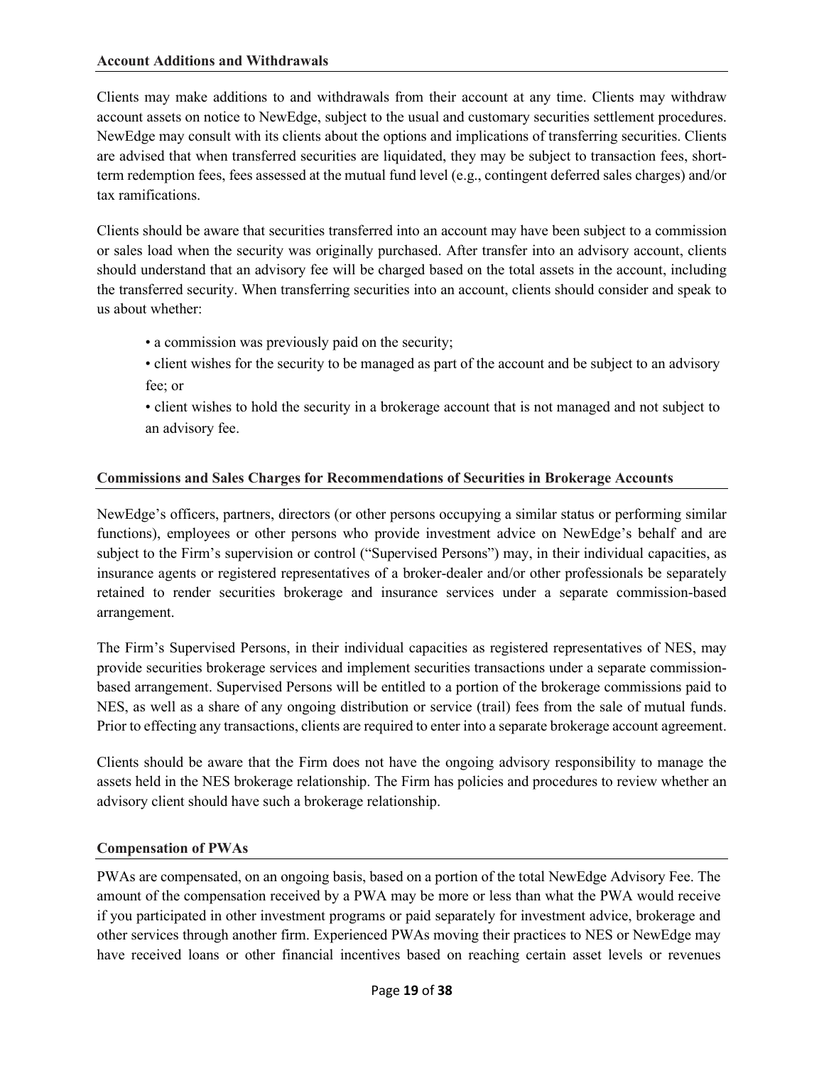### Account Additions and Withdrawals

Clients may make additions to and withdrawals from their account at any time. Clients may withdraw account assets on notice to NewEdge, subject to the usual and customary securities settlement procedures. NewEdge may consult with its clients about the options and implications of transferring securities. Clients are advised that when transferred securities are liquidated, they may be subject to transaction fees, short-term redemption fees, fees assessed at the mutual fund level (e.g., contingent deferred sales charges) and/or tax ramifications.

Clients should be aware that securities transferred into an account may have been subject to a commission or sales load when the security was originally purchased. After transfer into an advisory account, clients should understand that an advisory fee will be charged based on the total assets in the account, including the transferred security. When transferring securities into an account, clients should consider and speak to us about whether:

- a commission was previously paid on the security;
- client wishes for the security to be managed as part of the account and be subject to an advisory fee; or
- client wishes to hold the security in a brokerage account that is not managed and not subject to an advisory fee.

### Commissions and Sales Charges for Recommendations of Securities in Brokerage Accounts

NewEdge's officers, partners, directors (or other persons occupying a similar status or performing similar functions), employees or other persons who provide investment advice on NewEdge's behalf and are subject to the Firm's supervision or control ("Supervised Persons") may, in their individual capacities, as insurance agents or registered representatives of a broker-dealer and/or other professionals be separately retained to render securities brokerage and insurance services under a separate commission-based arrangement.

The Firm's Supervised Persons, in their individual capacities as registered representatives of NES, may provide securities brokerage services and implement securities transactions under a separate commission-based arrangement. Supervised Persons will be entitled to a portion of the brokerage commissions paid to NES, as well as a share of any ongoing distribution or service (trail) fees from the sale of mutual funds. Prior to effecting any transactions, clients are required to enter into a separate brokerage account agreement.

Clients should be aware that the Firm does not have the ongoing advisory responsibility to manage the assets held in the NES brokerage relationship. The Firm has policies and procedures to review whether an advisory client should have such a brokerage relationship.

### Compensation of PWAs

PWAs are compensated, on an ongoing basis, based on a portion of the total NewEdge Advisory Fee. The amount of the compensation received by a PWA may be more or less than what the PWA would receive if you participated in other investment programs or paid separately for investment advice, brokerage and other services through another firm. Experienced PWAs moving their practices to NES or NewEdge may have received loans or other financial incentives based on reaching certain asset levels or revenues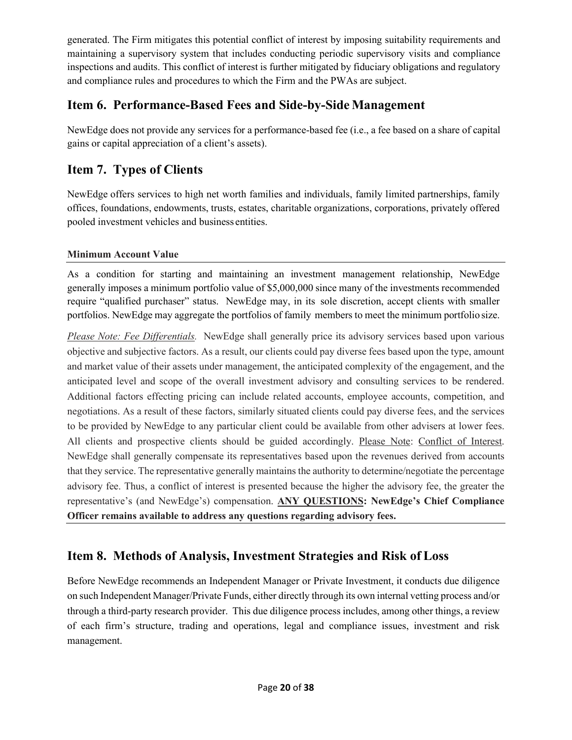generated. The Firm mitigates this potential conflict of interest by imposing suitability requirements and maintaining a supervisory system that includes conducting periodic supervisory visits and compliance inspections and audits. This conflict of interest is further mitigated by fiduciary obligations and regulatory and compliance rules and procedures to which the Firm and the PWAs are subject.

## Item 6. Performance-Based Fees and Side-by-Side Management

NewEdge does not provide any services for a performance-based fee (i.e., a fee based on a share of capital gains or capital appreciation of a client's assets).

## Item 7. Types of Clients

NewEdge offers services to high net worth families and individuals, family limited partnerships, family offices, foundations, endowments, trusts, estates, charitable organizations, corporations, privately offered pooled investment vehicles and business entities.

**Minimum Account Value**

As a condition for starting and maintaining an investment management relationship, NewEdge generally imposes a minimum portfolio value of $5,000,000 since many of the investments recommended require "qualified purchaser" status. NewEdge may, in its sole discretion, accept clients with smaller portfolios. NewEdge may aggregate the portfolios of family members to meet the minimum portfolio size.

*Please Note: Fee Differentials.* NewEdge shall generally price its advisory services based upon various objective and subjective factors. As a result, our clients could pay diverse fees based upon the type, amount and market value of their assets under management, the anticipated complexity of the engagement, and the anticipated level and scope of the overall investment advisory and consulting services to be rendered. Additional factors effecting pricing can include related accounts, employee accounts, competition, and negotiations. As a result of these factors, similarly situated clients could pay diverse fees, and the services to be provided by NewEdge to any particular client could be available from other advisers at lower fees. All clients and prospective clients should be guided accordingly. Please Note: Conflict of Interest. NewEdge shall generally compensate its representatives based upon the revenues derived from accounts that they service. The representative generally maintains the authority to determine/negotiate the percentage advisory fee. Thus, a conflict of interest is presented because the higher the advisory fee, the greater the representative's (and NewEdge's) compensation. **ANY QUESTIONS: NewEdge's Chief Compliance Officer remains available to address any questions regarding advisory fees.**

## Item 8. Methods of Analysis, Investment Strategies and Risk of Loss

Before NewEdge recommends an Independent Manager or Private Investment, it conducts due diligence on such Independent Manager/Private Funds, either directly through its own internal vetting process and/or through a third-party research provider. This due diligence process includes, among other things, a review of each firm's structure, trading and operations, legal and compliance issues, investment and risk management.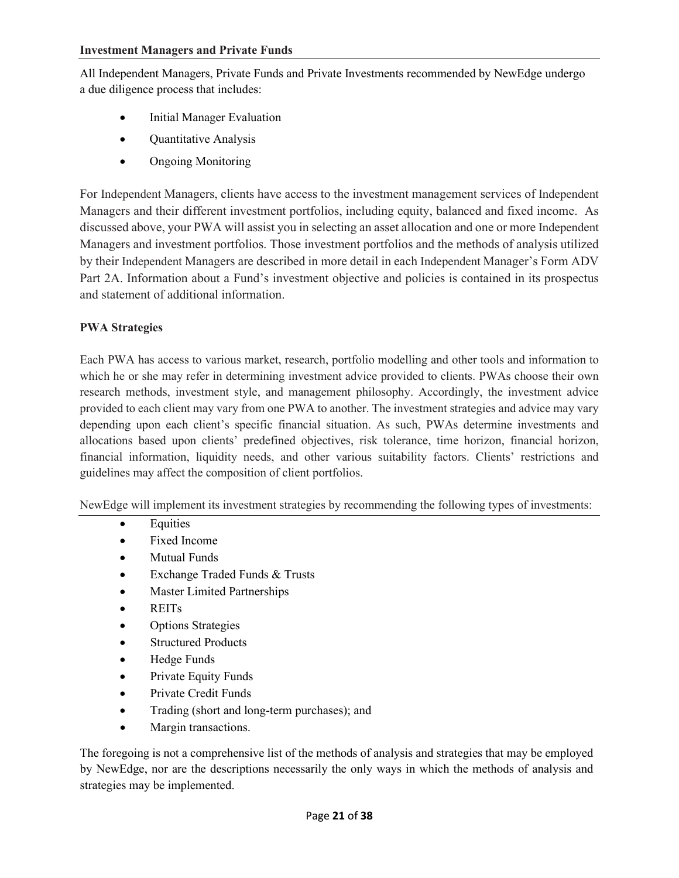**Investment Managers and Private Funds**

All Independent Managers, Private Funds and Private Investments recommended by NewEdge undergo a due diligence process that includes:

- Initial Manager Evaluation
- Quantitative Analysis
- Ongoing Monitoring

For Independent Managers, clients have access to the investment management services of Independent Managers and their different investment portfolios, including equity, balanced and fixed income. As discussed above, your PWA will assist you in selecting an asset allocation and one or more Independent Managers and investment portfolios. Those investment portfolios and the methods of analysis utilized by their Independent Managers are described in more detail in each Independent Manager's Form ADV Part 2A. Information about a Fund's investment objective and policies is contained in its prospectus and statement of additional information.

**PWA Strategies**

Each PWA has access to various market, research, portfolio modelling and other tools and information to which he or she may refer in determining investment advice provided to clients. PWAs choose their own research methods, investment style, and management philosophy. Accordingly, the investment advice provided to each client may vary from one PWA to another. The investment strategies and advice may vary depending upon each client's specific financial situation. As such, PWAs determine investments and allocations based upon clients' predefined objectives, risk tolerance, time horizon, financial horizon, financial information, liquidity needs, and other various suitability factors. Clients' restrictions and guidelines may affect the composition of client portfolios.

NewEdge will implement its investment strategies by recommending the following types of investments:

- Equities
- Fixed Income
- Mutual Funds
- Exchange Traded Funds & Trusts
- Master Limited Partnerships
- REITs
- Options Strategies
- Structured Products
- Hedge Funds
- Private Equity Funds
- Private Credit Funds
- Trading (short and long-term purchases); and
- Margin transactions.

The foregoing is not a comprehensive list of the methods of analysis and strategies that may be employed by NewEdge, nor are the descriptions necessarily the only ways in which the methods of analysis and strategies may be implemented.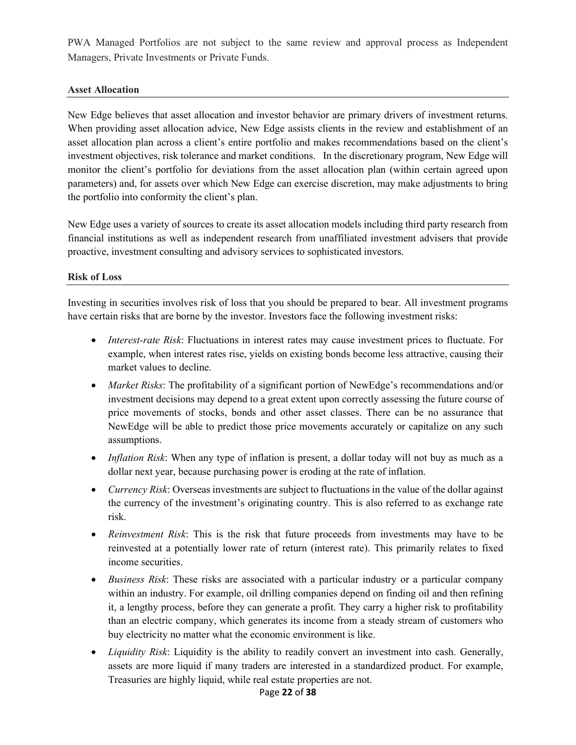PWA Managed Portfolios are not subject to the same review and approval process as Independent Managers, Private Investments or Private Funds.

**Asset Allocation**

New Edge believes that asset allocation and investor behavior are primary drivers of investment returns. When providing asset allocation advice, New Edge assists clients in the review and establishment of an asset allocation plan across a client's entire portfolio and makes recommendations based on the client's investment objectives, risk tolerance and market conditions. In the discretionary program, New Edge will monitor the client's portfolio for deviations from the asset allocation plan (within certain agreed upon parameters) and, for assets over which New Edge can exercise discretion, may make adjustments to bring the portfolio into conformity the client's plan.

New Edge uses a variety of sources to create its asset allocation models including third party research from financial institutions as well as independent research from unaffiliated investment advisers that provide proactive, investment consulting and advisory services to sophisticated investors.

**Risk of Loss**

Investing in securities involves risk of loss that you should be prepared to bear. All investment programs have certain risks that are borne by the investor. Investors face the following investment risks:

- *Interest-rate Risk*: Fluctuations in interest rates may cause investment prices to fluctuate. For example, when interest rates rise, yields on existing bonds become less attractive, causing their market values to decline.
- *Market Risks*: The profitability of a significant portion of NewEdge's recommendations and/or investment decisions may depend to a great extent upon correctly assessing the future course of price movements of stocks, bonds and other asset classes. There can be no assurance that NewEdge will be able to predict those price movements accurately or capitalize on any such assumptions.
- *Inflation Risk*: When any type of inflation is present, a dollar today will not buy as much as a dollar next year, because purchasing power is eroding at the rate of inflation.
- *Currency Risk*: Overseas investments are subject to fluctuations in the value of the dollar against the currency of the investment's originating country. This is also referred to as exchange rate risk.
- *Reinvestment Risk*: This is the risk that future proceeds from investments may have to be reinvested at a potentially lower rate of return (interest rate). This primarily relates to fixed income securities.
- *Business Risk*: These risks are associated with a particular industry or a particular company within an industry. For example, oil drilling companies depend on finding oil and then refining it, a lengthy process, before they can generate a profit. They carry a higher risk to profitability than an electric company, which generates its income from a steady stream of customers who buy electricity no matter what the economic environment is like.
- *Liquidity Risk*: Liquidity is the ability to readily convert an investment into cash. Generally, assets are more liquid if many traders are interested in a standardized product. For example, Treasuries are highly liquid, while real estate properties are not.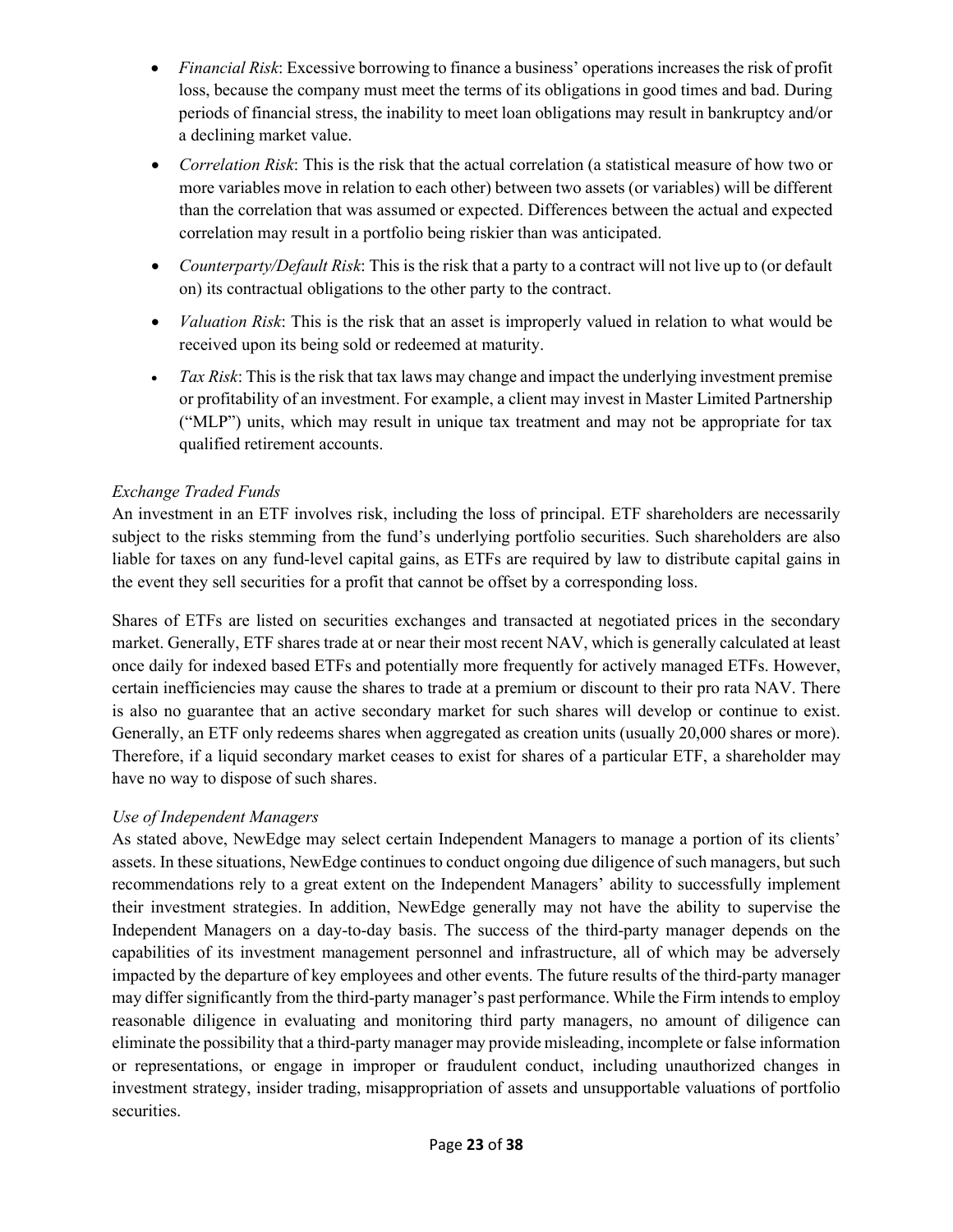- *Financial Risk*: Excessive borrowing to finance a business' operations increases the risk of profit loss, because the company must meet the terms of its obligations in good times and bad. During periods of financial stress, the inability to meet loan obligations may result in bankruptcy and/or a declining market value.
- *Correlation Risk*: This is the risk that the actual correlation (a statistical measure of how two or more variables move in relation to each other) between two assets (or variables) will be different than the correlation that was assumed or expected. Differences between the actual and expected correlation may result in a portfolio being riskier than was anticipated.
- *Counterparty/Default Risk*: This is the risk that a party to a contract will not live up to (or default on) its contractual obligations to the other party to the contract.
- *Valuation Risk*: This is the risk that an asset is improperly valued in relation to what would be received upon its being sold or redeemed at maturity.
- *Tax Risk*: This is the risk that tax laws may change and impact the underlying investment premise or profitability of an investment. For example, a client may invest in Master Limited Partnership ("MLP") units, which may result in unique tax treatment and may not be appropriate for tax qualified retirement accounts.

*Exchange Traded Funds*

An investment in an ETF involves risk, including the loss of principal. ETF shareholders are necessarily subject to the risks stemming from the fund's underlying portfolio securities. Such shareholders are also liable for taxes on any fund-level capital gains, as ETFs are required by law to distribute capital gains in the event they sell securities for a profit that cannot be offset by a corresponding loss.

Shares of ETFs are listed on securities exchanges and transacted at negotiated prices in the secondary market. Generally, ETF shares trade at or near their most recent NAV, which is generally calculated at least once daily for indexed based ETFs and potentially more frequently for actively managed ETFs. However, certain inefficiencies may cause the shares to trade at a premium or discount to their pro rata NAV. There is also no guarantee that an active secondary market for such shares will develop or continue to exist. Generally, an ETF only redeems shares when aggregated as creation units (usually 20,000 shares or more). Therefore, if a liquid secondary market ceases to exist for shares of a particular ETF, a shareholder may have no way to dispose of such shares.

*Use of Independent Managers*

As stated above, NewEdge may select certain Independent Managers to manage a portion of its clients' assets. In these situations, NewEdge continues to conduct ongoing due diligence of such managers, but such recommendations rely to a great extent on the Independent Managers' ability to successfully implement their investment strategies. In addition, NewEdge generally may not have the ability to supervise the Independent Managers on a day-to-day basis. The success of the third-party manager depends on the capabilities of its investment management personnel and infrastructure, all of which may be adversely impacted by the departure of key employees and other events. The future results of the third-party manager may differ significantly from the third-party manager's past performance. While the Firm intends to employ reasonable diligence in evaluating and monitoring third party managers, no amount of diligence can eliminate the possibility that a third-party manager may provide misleading, incomplete or false information or representations, or engage in improper or fraudulent conduct, including unauthorized changes in investment strategy, insider trading, misappropriation of assets and unsupportable valuations of portfolio securities.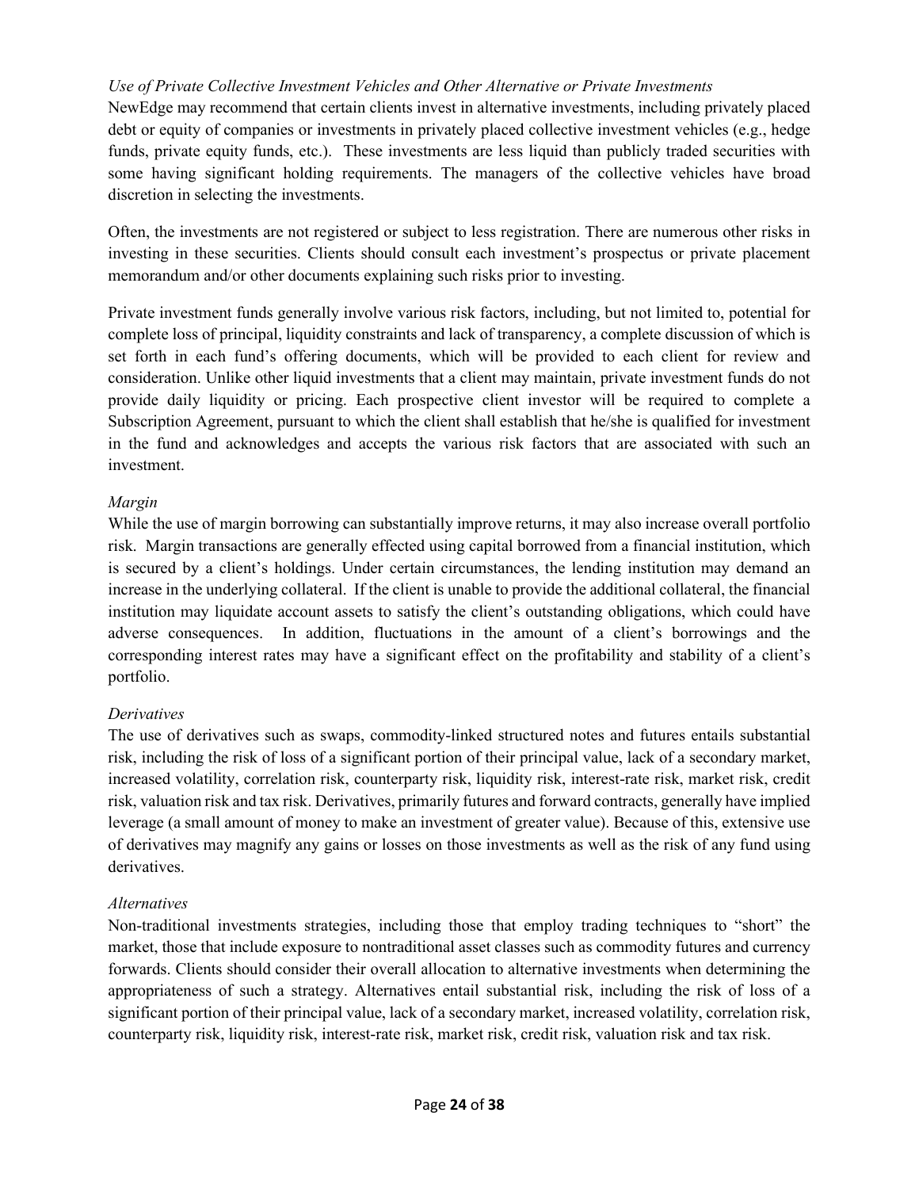*Use of Private Collective Investment Vehicles and Other Alternative or Private Investments*

NewEdge may recommend that certain clients invest in alternative investments, including privately placed debt or equity of companies or investments in privately placed collective investment vehicles (e.g., hedge funds, private equity funds, etc.). These investments are less liquid than publicly traded securities with some having significant holding requirements. The managers of the collective vehicles have broad discretion in selecting the investments.

Often, the investments are not registered or subject to less registration. There are numerous other risks in investing in these securities. Clients should consult each investment's prospectus or private placement memorandum and/or other documents explaining such risks prior to investing.

Private investment funds generally involve various risk factors, including, but not limited to, potential for complete loss of principal, liquidity constraints and lack of transparency, a complete discussion of which is set forth in each fund's offering documents, which will be provided to each client for review and consideration. Unlike other liquid investments that a client may maintain, private investment funds do not provide daily liquidity or pricing. Each prospective client investor will be required to complete a Subscription Agreement, pursuant to which the client shall establish that he/she is qualified for investment in the fund and acknowledges and accepts the various risk factors that are associated with such an investment.

*Margin*

While the use of margin borrowing can substantially improve returns, it may also increase overall portfolio risk. Margin transactions are generally effected using capital borrowed from a financial institution, which is secured by a client's holdings. Under certain circumstances, the lending institution may demand an increase in the underlying collateral. If the client is unable to provide the additional collateral, the financial institution may liquidate account assets to satisfy the client's outstanding obligations, which could have adverse consequences. In addition, fluctuations in the amount of a client's borrowings and the corresponding interest rates may have a significant effect on the profitability and stability of a client's portfolio.

*Derivatives*

The use of derivatives such as swaps, commodity-linked structured notes and futures entails substantial risk, including the risk of loss of a significant portion of their principal value, lack of a secondary market, increased volatility, correlation risk, counterparty risk, liquidity risk, interest-rate risk, market risk, credit risk, valuation risk and tax risk. Derivatives, primarily futures and forward contracts, generally have implied leverage (a small amount of money to make an investment of greater value). Because of this, extensive use of derivatives may magnify any gains or losses on those investments as well as the risk of any fund using derivatives.

*Alternatives*

Non-traditional investments strategies, including those that employ trading techniques to "short" the market, those that include exposure to nontraditional asset classes such as commodity futures and currency forwards. Clients should consider their overall allocation to alternative investments when determining the appropriateness of such a strategy. Alternatives entail substantial risk, including the risk of loss of a significant portion of their principal value, lack of a secondary market, increased volatility, correlation risk, counterparty risk, liquidity risk, interest-rate risk, market risk, credit risk, valuation risk and tax risk.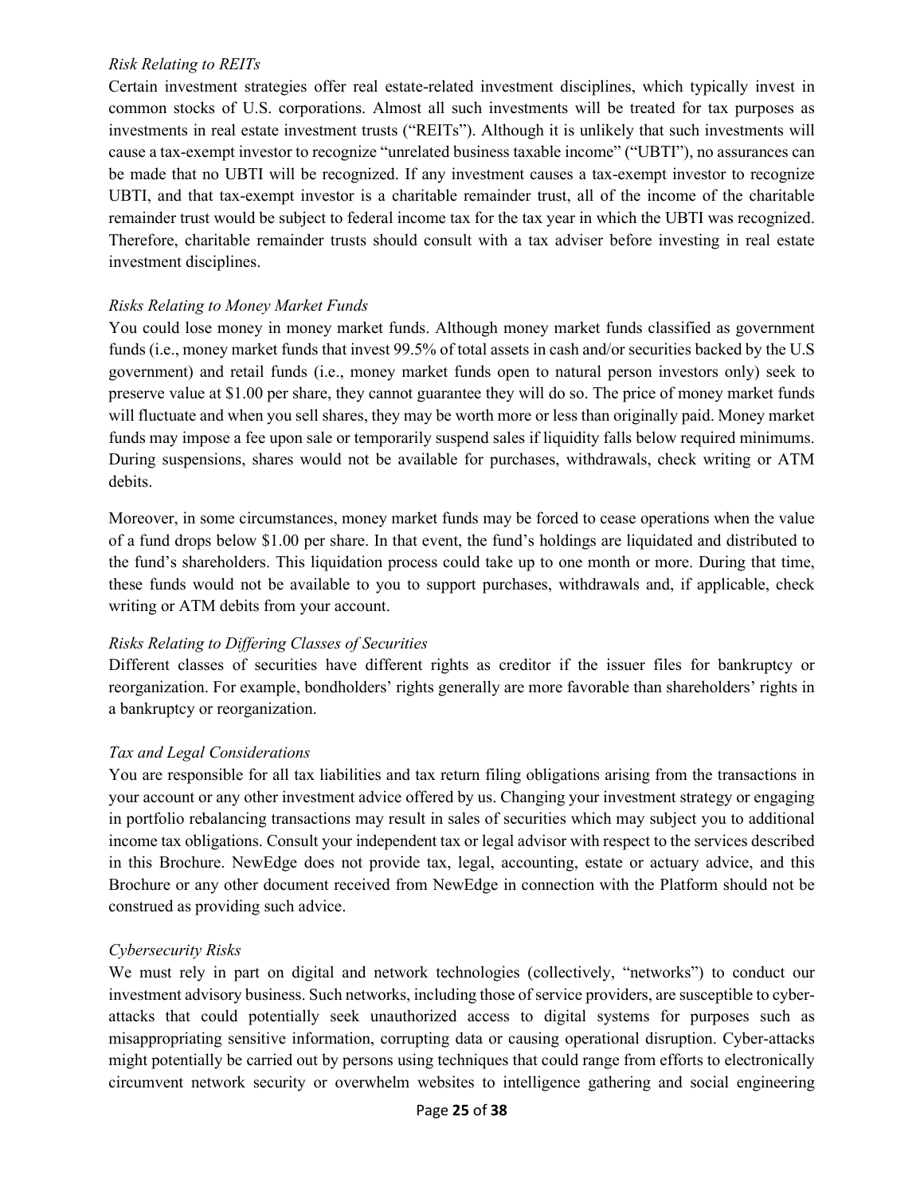*Risk Relating to REITs*

Certain investment strategies offer real estate-related investment disciplines, which typically invest in common stocks of U.S. corporations. Almost all such investments will be treated for tax purposes as investments in real estate investment trusts ("REITs"). Although it is unlikely that such investments will cause a tax-exempt investor to recognize "unrelated business taxable income" ("UBTI"), no assurances can be made that no UBTI will be recognized. If any investment causes a tax-exempt investor to recognize UBTI, and that tax-exempt investor is a charitable remainder trust, all of the income of the charitable remainder trust would be subject to federal income tax for the tax year in which the UBTI was recognized. Therefore, charitable remainder trusts should consult with a tax adviser before investing in real estate investment disciplines.

*Risks Relating to Money Market Funds*

You could lose money in money market funds. Although money market funds classified as government funds (i.e., money market funds that invest 99.5% of total assets in cash and/or securities backed by the U.S government) and retail funds (i.e., money market funds open to natural person investors only) seek to preserve value at $1.00 per share, they cannot guarantee they will do so. The price of money market funds will fluctuate and when you sell shares, they may be worth more or less than originally paid. Money market funds may impose a fee upon sale or temporarily suspend sales if liquidity falls below required minimums. During suspensions, shares would not be available for purchases, withdrawals, check writing or ATM debits.

Moreover, in some circumstances, money market funds may be forced to cease operations when the value of a fund drops below $1.00 per share. In that event, the fund's holdings are liquidated and distributed to the fund's shareholders. This liquidation process could take up to one month or more. During that time, these funds would not be available to you to support purchases, withdrawals and, if applicable, check writing or ATM debits from your account.

*Risks Relating to Differing Classes of Securities*

Different classes of securities have different rights as creditor if the issuer files for bankruptcy or reorganization. For example, bondholders' rights generally are more favorable than shareholders' rights in a bankruptcy or reorganization.

*Tax and Legal Considerations*

You are responsible for all tax liabilities and tax return filing obligations arising from the transactions in your account or any other investment advice offered by us. Changing your investment strategy or engaging in portfolio rebalancing transactions may result in sales of securities which may subject you to additional income tax obligations. Consult your independent tax or legal advisor with respect to the services described in this Brochure. NewEdge does not provide tax, legal, accounting, estate or actuary advice, and this Brochure or any other document received from NewEdge in connection with the Platform should not be construed as providing such advice.

*Cybersecurity Risks*

We must rely in part on digital and network technologies (collectively, "networks") to conduct our investment advisory business. Such networks, including those of service providers, are susceptible to cyber-attacks that could potentially seek unauthorized access to digital systems for purposes such as misappropriating sensitive information, corrupting data or causing operational disruption. Cyber-attacks might potentially be carried out by persons using techniques that could range from efforts to electronically circumvent network security or overwhelm websites to intelligence gathering and social engineering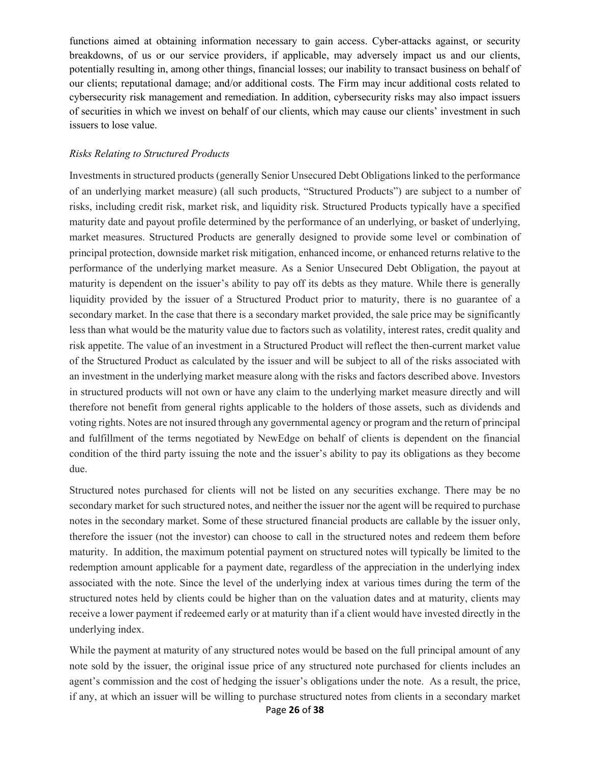functions aimed at obtaining information necessary to gain access. Cyber-attacks against, or security breakdowns, of us or our service providers, if applicable, may adversely impact us and our clients, potentially resulting in, among other things, financial losses; our inability to transact business on behalf of our clients; reputational damage; and/or additional costs. The Firm may incur additional costs related to cybersecurity risk management and remediation. In addition, cybersecurity risks may also impact issuers of securities in which we invest on behalf of our clients, which may cause our clients' investment in such issuers to lose value.

*Risks Relating to Structured Products*

Investments in structured products (generally Senior Unsecured Debt Obligations linked to the performance of an underlying market measure) (all such products, "Structured Products") are subject to a number of risks, including credit risk, market risk, and liquidity risk. Structured Products typically have a specified maturity date and payout profile determined by the performance of an underlying, or basket of underlying, market measures. Structured Products are generally designed to provide some level or combination of principal protection, downside market risk mitigation, enhanced income, or enhanced returns relative to the performance of the underlying market measure. As a Senior Unsecured Debt Obligation, the payout at maturity is dependent on the issuer's ability to pay off its debts as they mature. While there is generally liquidity provided by the issuer of a Structured Product prior to maturity, there is no guarantee of a secondary market. In the case that there is a secondary market provided, the sale price may be significantly less than what would be the maturity value due to factors such as volatility, interest rates, credit quality and risk appetite. The value of an investment in a Structured Product will reflect the then-current market value of the Structured Product as calculated by the issuer and will be subject to all of the risks associated with an investment in the underlying market measure along with the risks and factors described above. Investors in structured products will not own or have any claim to the underlying market measure directly and will therefore not benefit from general rights applicable to the holders of those assets, such as dividends and voting rights. Notes are not insured through any governmental agency or program and the return of principal and fulfillment of the terms negotiated by NewEdge on behalf of clients is dependent on the financial condition of the third party issuing the note and the issuer's ability to pay its obligations as they become due.

Structured notes purchased for clients will not be listed on any securities exchange. There may be no secondary market for such structured notes, and neither the issuer nor the agent will be required to purchase notes in the secondary market. Some of these structured financial products are callable by the issuer only, therefore the issuer (not the investor) can choose to call in the structured notes and redeem them before maturity. In addition, the maximum potential payment on structured notes will typically be limited to the redemption amount applicable for a payment date, regardless of the appreciation in the underlying index associated with the note. Since the level of the underlying index at various times during the term of the structured notes held by clients could be higher than on the valuation dates and at maturity, clients may receive a lower payment if redeemed early or at maturity than if a client would have invested directly in the underlying index.

While the payment at maturity of any structured notes would be based on the full principal amount of any note sold by the issuer, the original issue price of any structured note purchased for clients includes an agent's commission and the cost of hedging the issuer's obligations under the note. As a result, the price, if any, at which an issuer will be willing to purchase structured notes from clients in a secondary market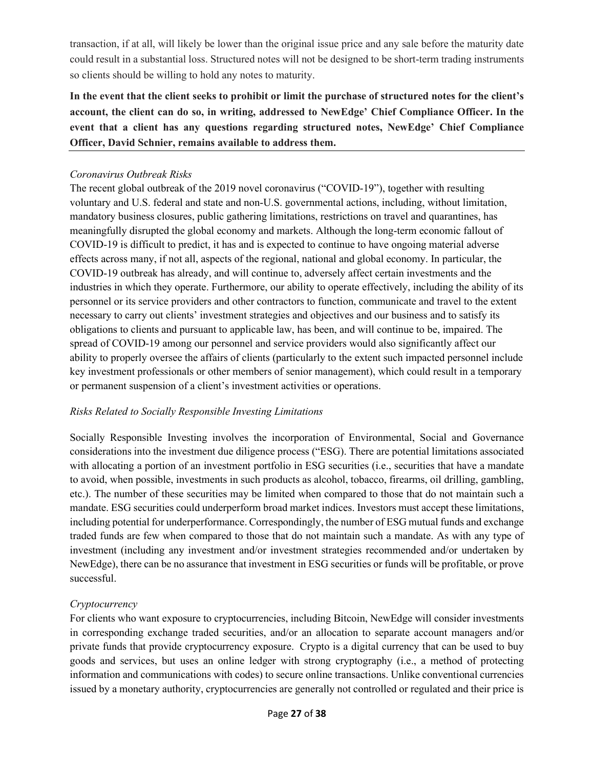transaction, if at all, will likely be lower than the original issue price and any sale before the maturity date could result in a substantial loss. Structured notes will not be designed to be short-term trading instruments so clients should be willing to hold any notes to maturity.

**In the event that the client seeks to prohibit or limit the purchase of structured notes for the client's account, the client can do so, in writing, addressed to NewEdge' Chief Compliance Officer. In the event that a client has any questions regarding structured notes, NewEdge' Chief Compliance Officer, David Schnier, remains available to address them.**

*Coronavirus Outbreak Risks*

The recent global outbreak of the 2019 novel coronavirus ("COVID-19"), together with resulting voluntary and U.S. federal and state and non-U.S. governmental actions, including, without limitation, mandatory business closures, public gathering limitations, restrictions on travel and quarantines, has meaningfully disrupted the global economy and markets. Although the long-term economic fallout of COVID-19 is difficult to predict, it has and is expected to continue to have ongoing material adverse effects across many, if not all, aspects of the regional, national and global economy. In particular, the COVID-19 outbreak has already, and will continue to, adversely affect certain investments and the industries in which they operate. Furthermore, our ability to operate effectively, including the ability of its personnel or its service providers and other contractors to function, communicate and travel to the extent necessary to carry out clients' investment strategies and objectives and our business and to satisfy its obligations to clients and pursuant to applicable law, has been, and will continue to be, impaired. The spread of COVID-19 among our personnel and service providers would also significantly affect our ability to properly oversee the affairs of clients (particularly to the extent such impacted personnel include key investment professionals or other members of senior management), which could result in a temporary or permanent suspension of a client's investment activities or operations.

*Risks Related to Socially Responsible Investing Limitations*

Socially Responsible Investing involves the incorporation of Environmental, Social and Governance considerations into the investment due diligence process ("ESG). There are potential limitations associated with allocating a portion of an investment portfolio in ESG securities (i.e., securities that have a mandate to avoid, when possible, investments in such products as alcohol, tobacco, firearms, oil drilling, gambling, etc.). The number of these securities may be limited when compared to those that do not maintain such a mandate. ESG securities could underperform broad market indices. Investors must accept these limitations, including potential for underperformance. Correspondingly, the number of ESG mutual funds and exchange traded funds are few when compared to those that do not maintain such a mandate. As with any type of investment (including any investment and/or investment strategies recommended and/or undertaken by NewEdge), there can be no assurance that investment in ESG securities or funds will be profitable, or prove successful.

*Cryptocurrency*

For clients who want exposure to cryptocurrencies, including Bitcoin, NewEdge will consider investments in corresponding exchange traded securities, and/or an allocation to separate account managers and/or private funds that provide cryptocurrency exposure. Crypto is a digital currency that can be used to buy goods and services, but uses an online ledger with strong cryptography (i.e., a method of protecting information and communications with codes) to secure online transactions. Unlike conventional currencies issued by a monetary authority, cryptocurrencies are generally not controlled or regulated and their price is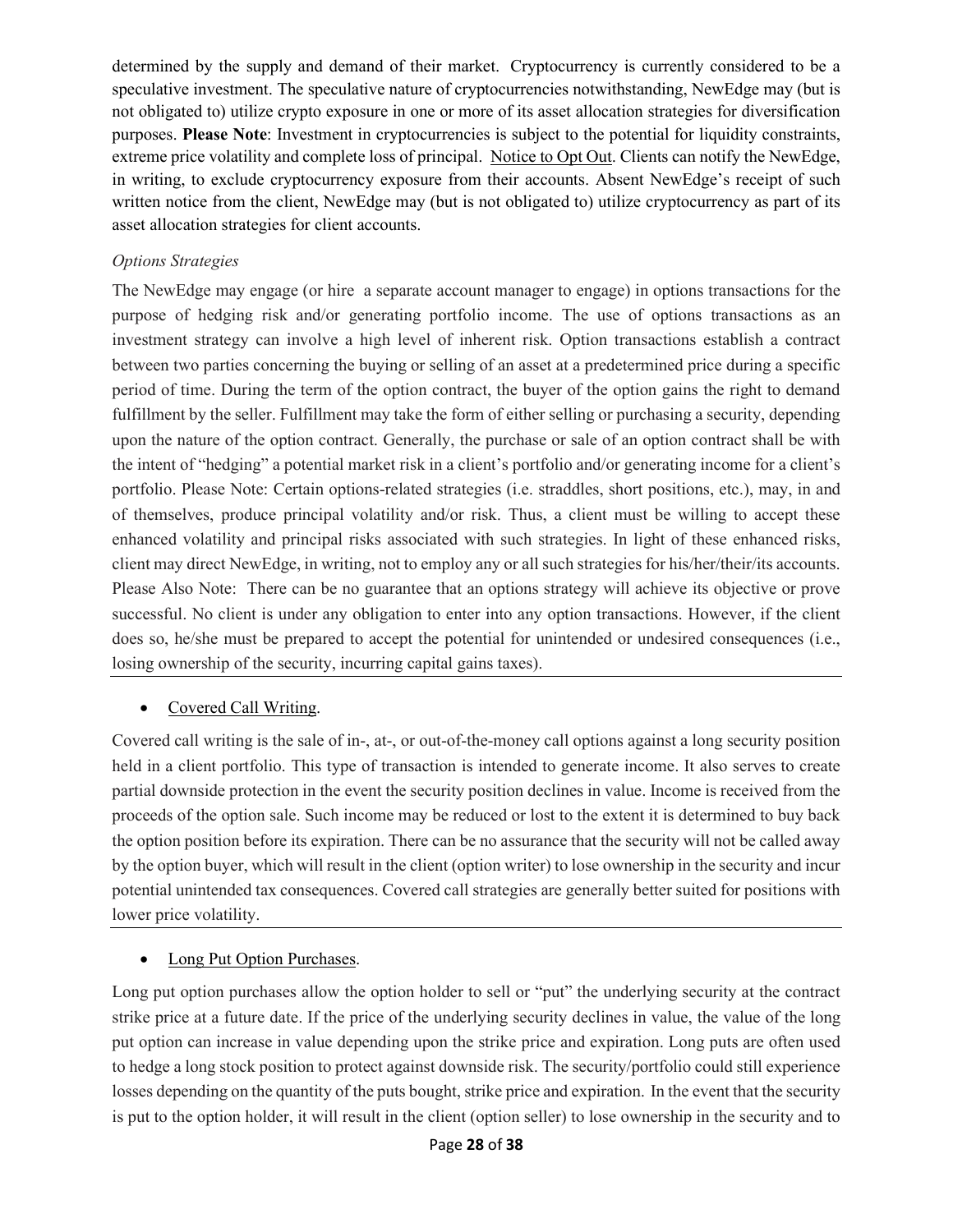determined by the supply and demand of their market. Cryptocurrency is currently considered to be a speculative investment. The speculative nature of cryptocurrencies notwithstanding, NewEdge may (but is not obligated to) utilize crypto exposure in one or more of its asset allocation strategies for diversification purposes. **Please Note**: Investment in cryptocurrencies is subject to the potential for liquidity constraints, extreme price volatility and complete loss of principal. Notice to Opt Out. Clients can notify the NewEdge, in writing, to exclude cryptocurrency exposure from their accounts. Absent NewEdge's receipt of such written notice from the client, NewEdge may (but is not obligated to) utilize cryptocurrency as part of its asset allocation strategies for client accounts.

*Options Strategies*

The NewEdge may engage (or hire a separate account manager to engage) in options transactions for the purpose of hedging risk and/or generating portfolio income. The use of options transactions as an investment strategy can involve a high level of inherent risk. Option transactions establish a contract between two parties concerning the buying or selling of an asset at a predetermined price during a specific period of time. During the term of the option contract, the buyer of the option gains the right to demand fulfillment by the seller. Fulfillment may take the form of either selling or purchasing a security, depending upon the nature of the option contract. Generally, the purchase or sale of an option contract shall be with the intent of "hedging" a potential market risk in a client's portfolio and/or generating income for a client's portfolio. Please Note: Certain options-related strategies (i.e. straddles, short positions, etc.), may, in and of themselves, produce principal volatility and/or risk. Thus, a client must be willing to accept these enhanced volatility and principal risks associated with such strategies. In light of these enhanced risks, client may direct NewEdge, in writing, not to employ any or all such strategies for his/her/their/its accounts. Please Also Note: There can be no guarantee that an options strategy will achieve its objective or prove successful. No client is under any obligation to enter into any option transactions. However, if the client does so, he/she must be prepared to accept the potential for unintended or undesired consequences (i.e., losing ownership of the security, incurring capital gains taxes).

- Covered Call Writing.

Covered call writing is the sale of in-, at-, or out-of-the-money call options against a long security position held in a client portfolio. This type of transaction is intended to generate income. It also serves to create partial downside protection in the event the security position declines in value. Income is received from the proceeds of the option sale. Such income may be reduced or lost to the extent it is determined to buy back the option position before its expiration. There can be no assurance that the security will not be called away by the option buyer, which will result in the client (option writer) to lose ownership in the security and incur potential unintended tax consequences. Covered call strategies are generally better suited for positions with lower price volatility.

- Long Put Option Purchases.

Long put option purchases allow the option holder to sell or "put" the underlying security at the contract strike price at a future date. If the price of the underlying security declines in value, the value of the long put option can increase in value depending upon the strike price and expiration. Long puts are often used to hedge a long stock position to protect against downside risk. The security/portfolio could still experience losses depending on the quantity of the puts bought, strike price and expiration. In the event that the security is put to the option holder, it will result in the client (option seller) to lose ownership in the security and to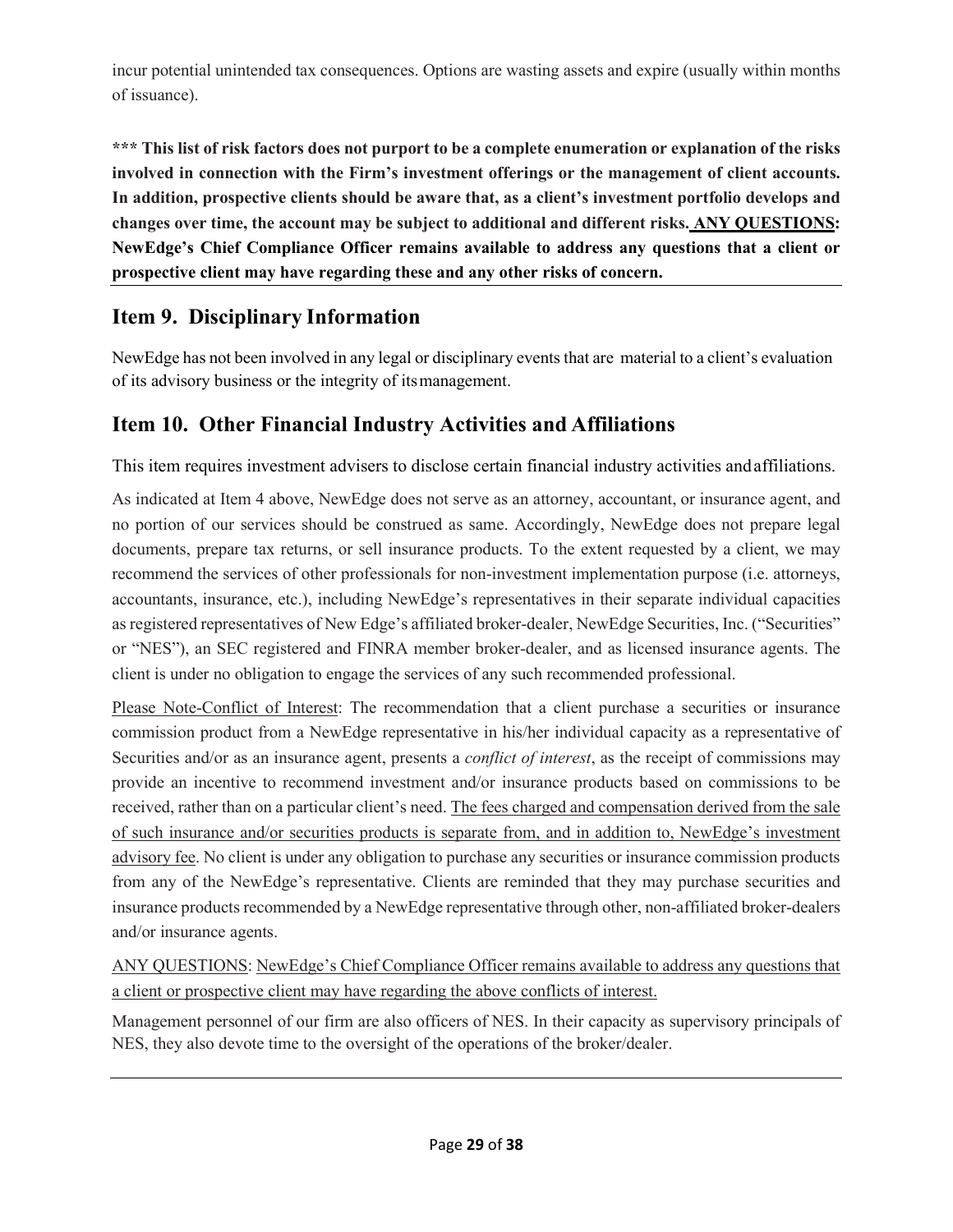incur potential unintended tax consequences. Options are wasting assets and expire (usually within months of issuance).

**\*\*\* This list of risk factors does not purport to be a complete enumeration or explanation of the risks involved in connection with the Firm's investment offerings or the management of client accounts. In addition, prospective clients should be aware that, as a client's investment portfolio develops and changes over time, the account may be subject to additional and different risks. ANY QUESTIONS: NewEdge's Chief Compliance Officer remains available to address any questions that a client or prospective client may have regarding these and any other risks of concern.**

## Item 9. Disciplinary Information

NewEdge has not been involved in any legal or disciplinary events that are material to a client's evaluation of its advisory business or the integrity of its management.

## Item 10. Other Financial Industry Activities and Affiliations

This item requires investment advisers to disclose certain financial industry activities and affiliations.

As indicated at Item 4 above, NewEdge does not serve as an attorney, accountant, or insurance agent, and no portion of our services should be construed as same. Accordingly, NewEdge does not prepare legal documents, prepare tax returns, or sell insurance products. To the extent requested by a client, we may recommend the services of other professionals for non-investment implementation purpose (i.e. attorneys, accountants, insurance, etc.), including NewEdge's representatives in their separate individual capacities as registered representatives of New Edge's affiliated broker-dealer, NewEdge Securities, Inc. ("Securities" or "NES"), an SEC registered and FINRA member broker-dealer, and as licensed insurance agents. The client is under no obligation to engage the services of any such recommended professional.

Please Note-Conflict of Interest: The recommendation that a client purchase a securities or insurance commission product from a NewEdge representative in his/her individual capacity as a representative of Securities and/or as an insurance agent, presents a *conflict of interest*, as the receipt of commissions may provide an incentive to recommend investment and/or insurance products based on commissions to be received, rather than on a particular client's need. The fees charged and compensation derived from the sale of such insurance and/or securities products is separate from, and in addition to, NewEdge's investment advisory fee. No client is under any obligation to purchase any securities or insurance commission products from any of the NewEdge's representative. Clients are reminded that they may purchase securities and insurance products recommended by a NewEdge representative through other, non-affiliated broker-dealers and/or insurance agents.

ANY QUESTIONS: NewEdge's Chief Compliance Officer remains available to address any questions that a client or prospective client may have regarding the above conflicts of interest.

Management personnel of our firm are also officers of NES. In their capacity as supervisory principals of NES, they also devote time to the oversight of the operations of the broker/dealer.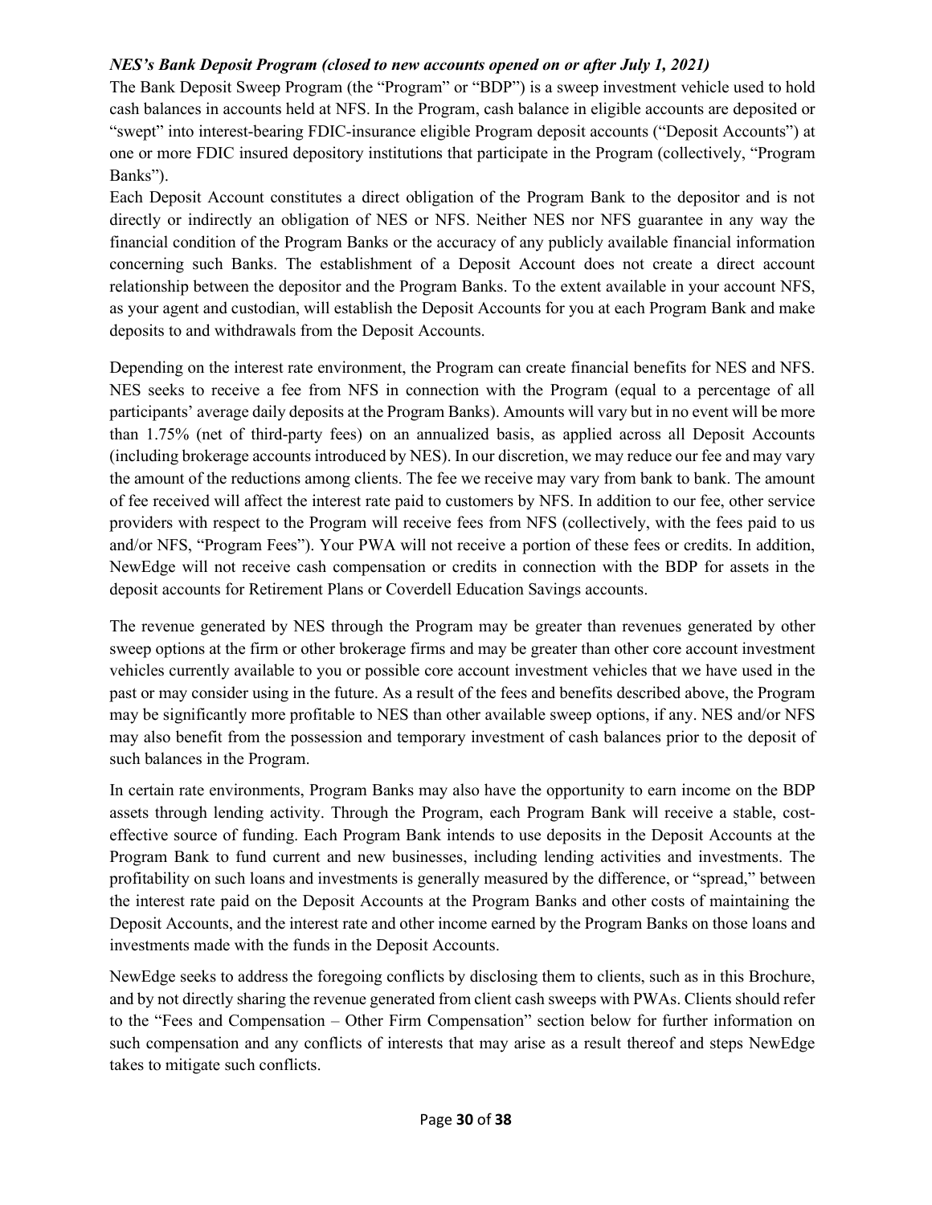***NES's Bank Deposit Program (closed to new accounts opened on or after July 1, 2021)***

The Bank Deposit Sweep Program (the "Program" or "BDP") is a sweep investment vehicle used to hold cash balances in accounts held at NFS. In the Program, cash balance in eligible accounts are deposited or "swept" into interest-bearing FDIC-insurance eligible Program deposit accounts ("Deposit Accounts") at one or more FDIC insured depository institutions that participate in the Program (collectively, "Program Banks").

Each Deposit Account constitutes a direct obligation of the Program Bank to the depositor and is not directly or indirectly an obligation of NES or NFS. Neither NES nor NFS guarantee in any way the financial condition of the Program Banks or the accuracy of any publicly available financial information concerning such Banks. The establishment of a Deposit Account does not create a direct account relationship between the depositor and the Program Banks. To the extent available in your account NFS, as your agent and custodian, will establish the Deposit Accounts for you at each Program Bank and make deposits to and withdrawals from the Deposit Accounts.

Depending on the interest rate environment, the Program can create financial benefits for NES and NFS. NES seeks to receive a fee from NFS in connection with the Program (equal to a percentage of all participants' average daily deposits at the Program Banks). Amounts will vary but in no event will be more than 1.75% (net of third-party fees) on an annualized basis, as applied across all Deposit Accounts (including brokerage accounts introduced by NES). In our discretion, we may reduce our fee and may vary the amount of the reductions among clients. The fee we receive may vary from bank to bank. The amount of fee received will affect the interest rate paid to customers by NFS. In addition to our fee, other service providers with respect to the Program will receive fees from NFS (collectively, with the fees paid to us and/or NFS, "Program Fees"). Your PWA will not receive a portion of these fees or credits. In addition, NewEdge will not receive cash compensation or credits in connection with the BDP for assets in the deposit accounts for Retirement Plans or Coverdell Education Savings accounts.

The revenue generated by NES through the Program may be greater than revenues generated by other sweep options at the firm or other brokerage firms and may be greater than other core account investment vehicles currently available to you or possible core account investment vehicles that we have used in the past or may consider using in the future. As a result of the fees and benefits described above, the Program may be significantly more profitable to NES than other available sweep options, if any. NES and/or NFS may also benefit from the possession and temporary investment of cash balances prior to the deposit of such balances in the Program.

In certain rate environments, Program Banks may also have the opportunity to earn income on the BDP assets through lending activity. Through the Program, each Program Bank will receive a stable, cost-effective source of funding. Each Program Bank intends to use deposits in the Deposit Accounts at the Program Bank to fund current and new businesses, including lending activities and investments. The profitability on such loans and investments is generally measured by the difference, or "spread," between the interest rate paid on the Deposit Accounts at the Program Banks and other costs of maintaining the Deposit Accounts, and the interest rate and other income earned by the Program Banks on those loans and investments made with the funds in the Deposit Accounts.

NewEdge seeks to address the foregoing conflicts by disclosing them to clients, such as in this Brochure, and by not directly sharing the revenue generated from client cash sweeps with PWAs. Clients should refer to the "Fees and Compensation – Other Firm Compensation" section below for further information on such compensation and any conflicts of interests that may arise as a result thereof and steps NewEdge takes to mitigate such conflicts.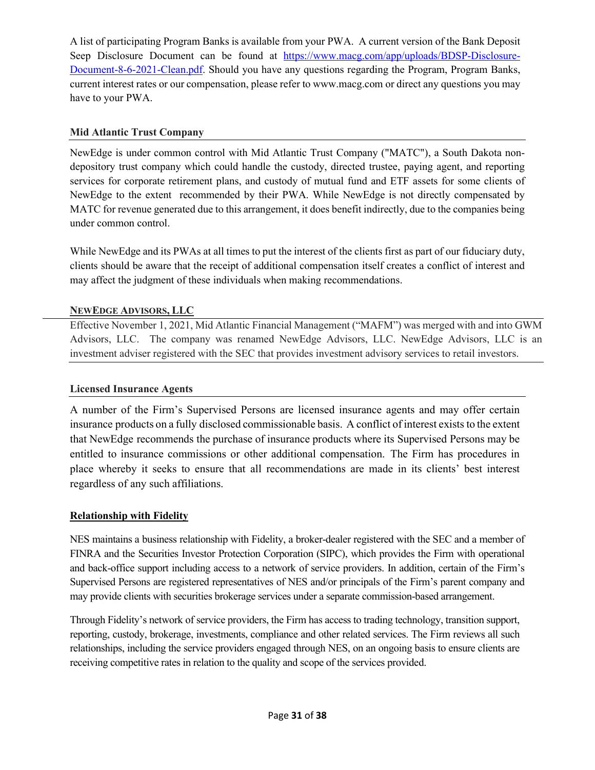A list of participating Program Banks is available from your PWA. A current version of the Bank Deposit Seep Disclosure Document can be found at [https://www.macg.com/app/uploads/BDSP-Disclosure-Document-8-6-2021-Clean.pdf](https://www.macg.com/app/uploads/BDSP-Disclosure-Document-8-6-2021-Clean.pdf). Should you have any questions regarding the Program, Program Banks, current interest rates or our compensation, please refer to www.macg.com or direct any questions you may have to your PWA.

### Mid Atlantic Trust Company

NewEdge is under common control with Mid Atlantic Trust Company ("MATC"), a South Dakota non-depository trust company which could handle the custody, directed trustee, paying agent, and reporting services for corporate retirement plans, and custody of mutual fund and ETF assets for some clients of NewEdge to the extent recommended by their PWA. While NewEdge is not directly compensated by MATC for revenue generated due to this arrangement, it does benefit indirectly, due to the companies being under common control.

While NewEdge and its PWAs at all times to put the interest of the clients first as part of our fiduciary duty, clients should be aware that the receipt of additional compensation itself creates a conflict of interest and may affect the judgment of these individuals when making recommendations.

### NEWEDGE ADVISORS, LLC

Effective November 1, 2021, Mid Atlantic Financial Management ("MAFM") was merged with and into GWM Advisors, LLC. The company was renamed NewEdge Advisors, LLC. NewEdge Advisors, LLC is an investment adviser registered with the SEC that provides investment advisory services to retail investors.

### Licensed Insurance Agents

A number of the Firm's Supervised Persons are licensed insurance agents and may offer certain insurance products on a fully disclosed commissionable basis. A conflict of interest exists to the extent that NewEdge recommends the purchase of insurance products where its Supervised Persons may be entitled to insurance commissions or other additional compensation. The Firm has procedures in place whereby it seeks to ensure that all recommendations are made in its clients' best interest regardless of any such affiliations.

### Relationship with Fidelity

NES maintains a business relationship with Fidelity, a broker-dealer registered with the SEC and a member of FINRA and the Securities Investor Protection Corporation (SIPC), which provides the Firm with operational and back-office support including access to a network of service providers. In addition, certain of the Firm's Supervised Persons are registered representatives of NES and/or principals of the Firm's parent company and may provide clients with securities brokerage services under a separate commission-based arrangement.

Through Fidelity's network of service providers, the Firm has access to trading technology, transition support, reporting, custody, brokerage, investments, compliance and other related services. The Firm reviews all such relationships, including the service providers engaged through NES, on an ongoing basis to ensure clients are receiving competitive rates in relation to the quality and scope of the services provided.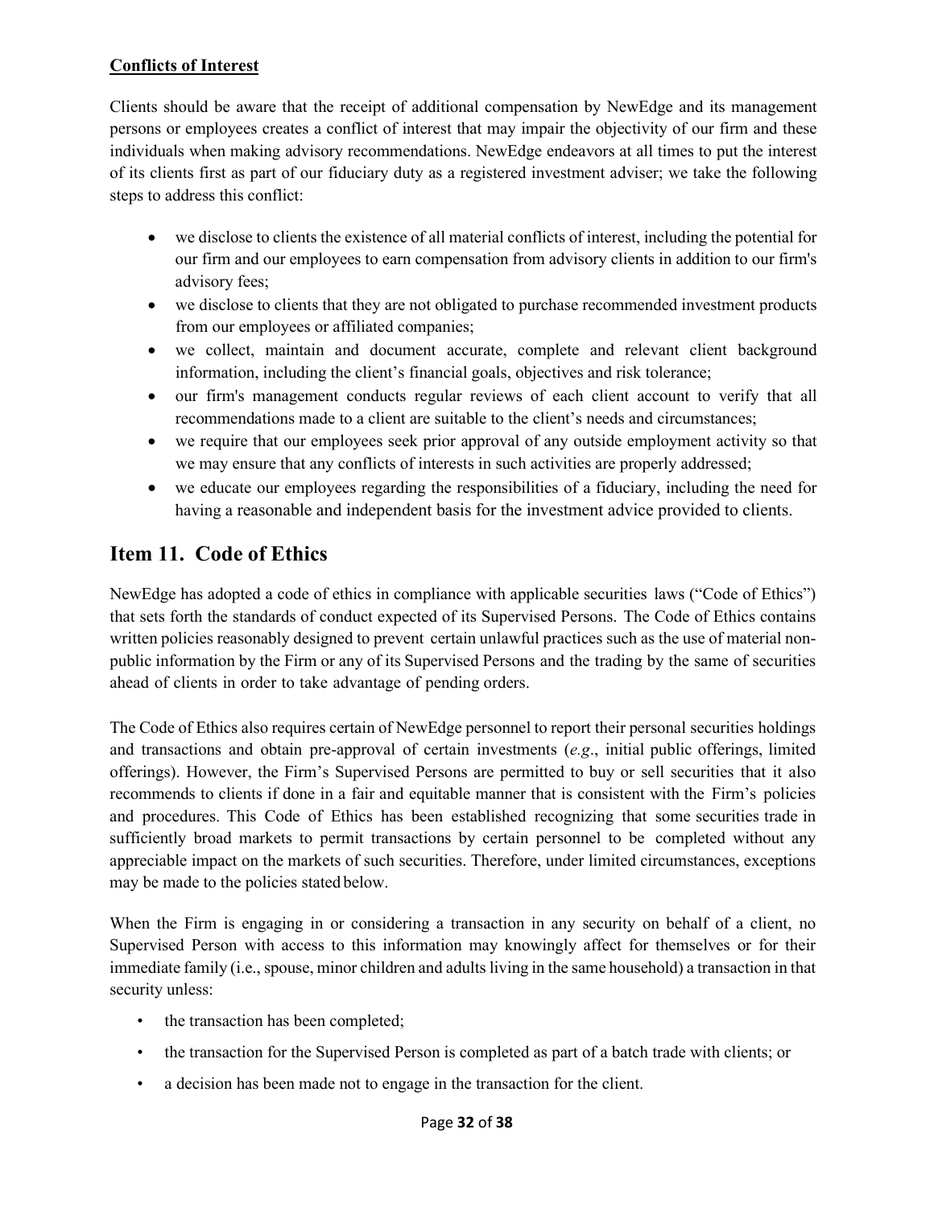**Conflicts of Interest**

Clients should be aware that the receipt of additional compensation by NewEdge and its management persons or employees creates a conflict of interest that may impair the objectivity of our firm and these individuals when making advisory recommendations. NewEdge endeavors at all times to put the interest of its clients first as part of our fiduciary duty as a registered investment adviser; we take the following steps to address this conflict:

- we disclose to clients the existence of all material conflicts of interest, including the potential for our firm and our employees to earn compensation from advisory clients in addition to our firm's advisory fees;
- we disclose to clients that they are not obligated to purchase recommended investment products from our employees or affiliated companies;
- we collect, maintain and document accurate, complete and relevant client background information, including the client's financial goals, objectives and risk tolerance;
- our firm's management conducts regular reviews of each client account to verify that all recommendations made to a client are suitable to the client's needs and circumstances;
- we require that our employees seek prior approval of any outside employment activity so that we may ensure that any conflicts of interests in such activities are properly addressed;
- we educate our employees regarding the responsibilities of a fiduciary, including the need for having a reasonable and independent basis for the investment advice provided to clients.

## Item 11. Code of Ethics

NewEdge has adopted a code of ethics in compliance with applicable securities laws ("Code of Ethics") that sets forth the standards of conduct expected of its Supervised Persons. The Code of Ethics contains written policies reasonably designed to prevent certain unlawful practices such as the use of material non-public information by the Firm or any of its Supervised Persons and the trading by the same of securities ahead of clients in order to take advantage of pending orders.

The Code of Ethics also requires certain of NewEdge personnel to report their personal securities holdings and transactions and obtain pre-approval of certain investments (*e.g*., initial public offerings, limited offerings). However, the Firm's Supervised Persons are permitted to buy or sell securities that it also recommends to clients if done in a fair and equitable manner that is consistent with the Firm's policies and procedures. This Code of Ethics has been established recognizing that some securities trade in sufficiently broad markets to permit transactions by certain personnel to be completed without any appreciable impact on the markets of such securities. Therefore, under limited circumstances, exceptions may be made to the policies stated below.

When the Firm is engaging in or considering a transaction in any security on behalf of a client, no Supervised Person with access to this information may knowingly affect for themselves or for their immediate family (i.e., spouse, minor children and adults living in the same household) a transaction in that security unless:

- the transaction has been completed;
- the transaction for the Supervised Person is completed as part of a batch trade with clients; or
- a decision has been made not to engage in the transaction for the client.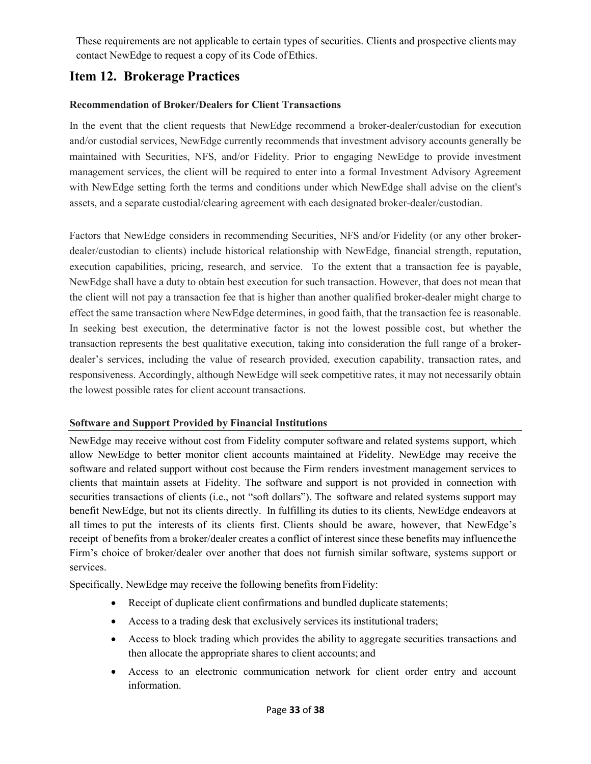These requirements are not applicable to certain types of securities. Clients and prospective clients may contact NewEdge to request a copy of its Code of Ethics.

## Item 12. Brokerage Practices

**Recommendation of Broker/Dealers for Client Transactions**

In the event that the client requests that NewEdge recommend a broker-dealer/custodian for execution and/or custodial services, NewEdge currently recommends that investment advisory accounts generally be maintained with Securities, NFS, and/or Fidelity. Prior to engaging NewEdge to provide investment management services, the client will be required to enter into a formal Investment Advisory Agreement with NewEdge setting forth the terms and conditions under which NewEdge shall advise on the client's assets, and a separate custodial/clearing agreement with each designated broker-dealer/custodian.

Factors that NewEdge considers in recommending Securities, NFS and/or Fidelity (or any other broker-dealer/custodian to clients) include historical relationship with NewEdge, financial strength, reputation, execution capabilities, pricing, research, and service. To the extent that a transaction fee is payable, NewEdge shall have a duty to obtain best execution for such transaction. However, that does not mean that the client will not pay a transaction fee that is higher than another qualified broker-dealer might charge to effect the same transaction where NewEdge determines, in good faith, that the transaction fee is reasonable. In seeking best execution, the determinative factor is not the lowest possible cost, but whether the transaction represents the best qualitative execution, taking into consideration the full range of a broker-dealer's services, including the value of research provided, execution capability, transaction rates, and responsiveness. Accordingly, although NewEdge will seek competitive rates, it may not necessarily obtain the lowest possible rates for client account transactions.

**Software and Support Provided by Financial Institutions**

NewEdge may receive without cost from Fidelity computer software and related systems support, which allow NewEdge to better monitor client accounts maintained at Fidelity. NewEdge may receive the software and related support without cost because the Firm renders investment management services to clients that maintain assets at Fidelity. The software and support is not provided in connection with securities transactions of clients (i.e., not "soft dollars"). The software and related systems support may benefit NewEdge, but not its clients directly. In fulfilling its duties to its clients, NewEdge endeavors at all times to put the interests of its clients first. Clients should be aware, however, that NewEdge's receipt of benefits from a broker/dealer creates a conflict of interest since these benefits may influence the Firm's choice of broker/dealer over another that does not furnish similar software, systems support or services.

Specifically, NewEdge may receive the following benefits from Fidelity:

- Receipt of duplicate client confirmations and bundled duplicate statements;
- Access to a trading desk that exclusively services its institutional traders;
- Access to block trading which provides the ability to aggregate securities transactions and then allocate the appropriate shares to client accounts; and
- Access to an electronic communication network for client order entry and account information.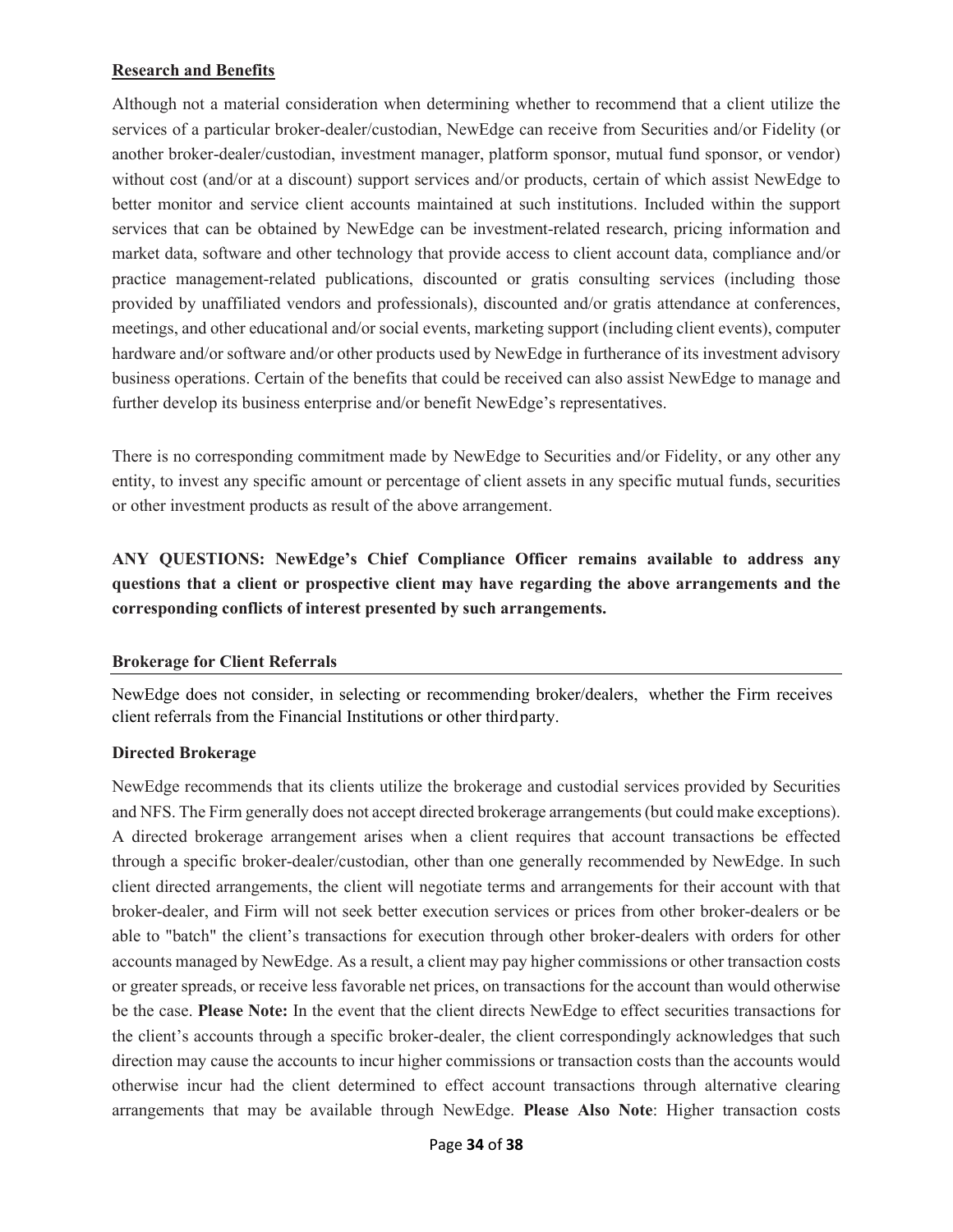**Research and Benefits**

Although not a material consideration when determining whether to recommend that a client utilize the services of a particular broker-dealer/custodian, NewEdge can receive from Securities and/or Fidelity (or another broker-dealer/custodian, investment manager, platform sponsor, mutual fund sponsor, or vendor) without cost (and/or at a discount) support services and/or products, certain of which assist NewEdge to better monitor and service client accounts maintained at such institutions. Included within the support services that can be obtained by NewEdge can be investment-related research, pricing information and market data, software and other technology that provide access to client account data, compliance and/or practice management-related publications, discounted or gratis consulting services (including those provided by unaffiliated vendors and professionals), discounted and/or gratis attendance at conferences, meetings, and other educational and/or social events, marketing support (including client events), computer hardware and/or software and/or other products used by NewEdge in furtherance of its investment advisory business operations. Certain of the benefits that could be received can also assist NewEdge to manage and further develop its business enterprise and/or benefit NewEdge's representatives.

There is no corresponding commitment made by NewEdge to Securities and/or Fidelity, or any other any entity, to invest any specific amount or percentage of client assets in any specific mutual funds, securities or other investment products as result of the above arrangement.

**ANY QUESTIONS: NewEdge's Chief Compliance Officer remains available to address any questions that a client or prospective client may have regarding the above arrangements and the corresponding conflicts of interest presented by such arrangements.**

**Brokerage for Client Referrals**

NewEdge does not consider, in selecting or recommending broker/dealers, whether the Firm receives client referrals from the Financial Institutions or other third party.

**Directed Brokerage**

NewEdge recommends that its clients utilize the brokerage and custodial services provided by Securities and NFS. The Firm generally does not accept directed brokerage arrangements (but could make exceptions). A directed brokerage arrangement arises when a client requires that account transactions be effected through a specific broker-dealer/custodian, other than one generally recommended by NewEdge. In such client directed arrangements, the client will negotiate terms and arrangements for their account with that broker-dealer, and Firm will not seek better execution services or prices from other broker-dealers or be able to "batch" the client's transactions for execution through other broker-dealers with orders for other accounts managed by NewEdge. As a result, a client may pay higher commissions or other transaction costs or greater spreads, or receive less favorable net prices, on transactions for the account than would otherwise be the case. **Please Note:** In the event that the client directs NewEdge to effect securities transactions for the client's accounts through a specific broker-dealer, the client correspondingly acknowledges that such direction may cause the accounts to incur higher commissions or transaction costs than the accounts would otherwise incur had the client determined to effect account transactions through alternative clearing arrangements that may be available through NewEdge. **Please Also Note**: Higher transaction costs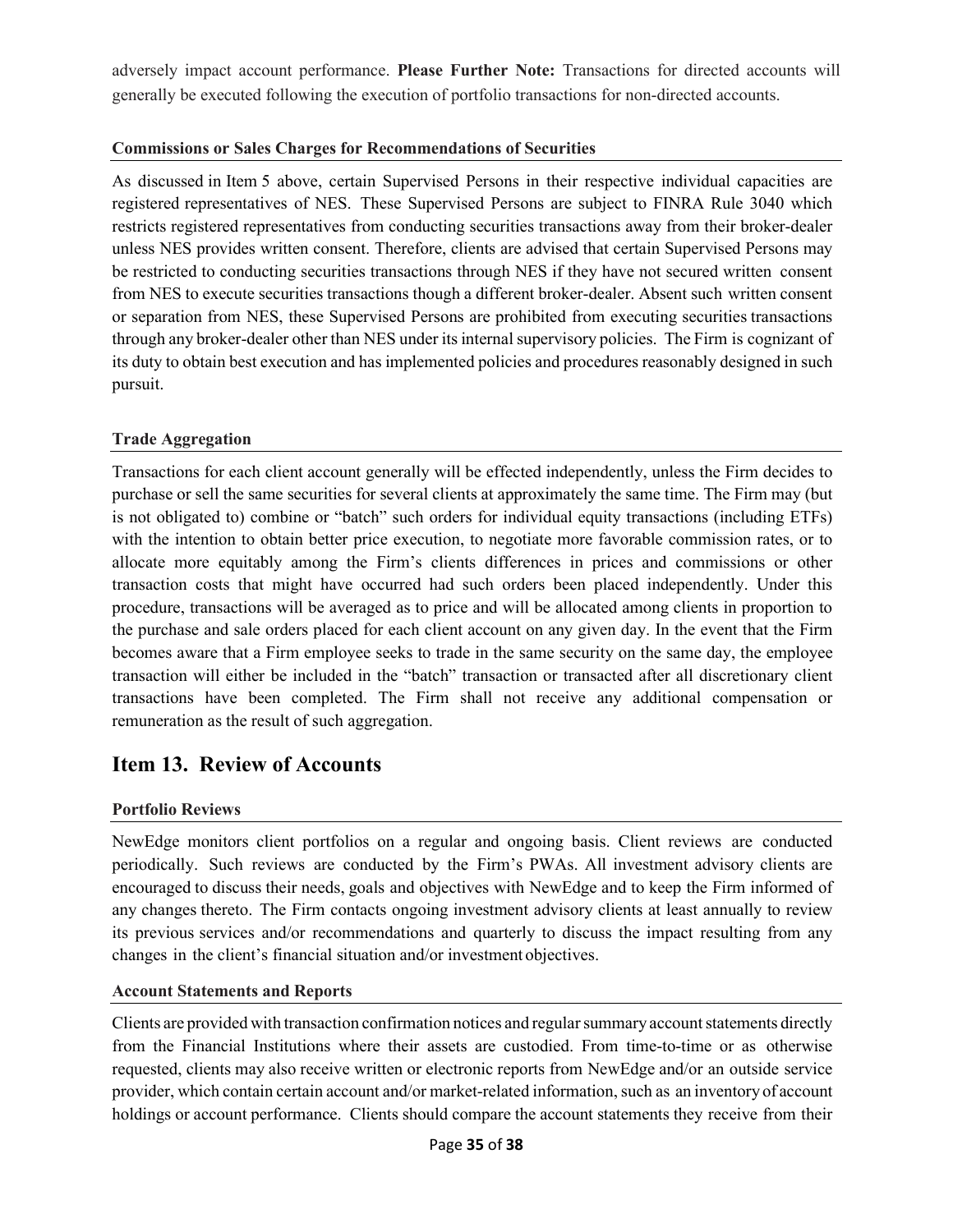adversely impact account performance. **Please Further Note:** Transactions for directed accounts will generally be executed following the execution of portfolio transactions for non-directed accounts.

**Commissions or Sales Charges for Recommendations of Securities**

As discussed in Item 5 above, certain Supervised Persons in their respective individual capacities are registered representatives of NES. These Supervised Persons are subject to FINRA Rule 3040 which restricts registered representatives from conducting securities transactions away from their broker-dealer unless NES provides written consent. Therefore, clients are advised that certain Supervised Persons may be restricted to conducting securities transactions through NES if they have not secured written consent from NES to execute securities transactions though a different broker-dealer. Absent such written consent or separation from NES, these Supervised Persons are prohibited from executing securities transactions through any broker-dealer other than NES under its internal supervisory policies. The Firm is cognizant of its duty to obtain best execution and has implemented policies and procedures reasonably designed in such pursuit.

**Trade Aggregation**

Transactions for each client account generally will be effected independently, unless the Firm decides to purchase or sell the same securities for several clients at approximately the same time. The Firm may (but is not obligated to) combine or "batch" such orders for individual equity transactions (including ETFs) with the intention to obtain better price execution, to negotiate more favorable commission rates, or to allocate more equitably among the Firm's clients differences in prices and commissions or other transaction costs that might have occurred had such orders been placed independently. Under this procedure, transactions will be averaged as to price and will be allocated among clients in proportion to the purchase and sale orders placed for each client account on any given day. In the event that the Firm becomes aware that a Firm employee seeks to trade in the same security on the same day, the employee transaction will either be included in the "batch" transaction or transacted after all discretionary client transactions have been completed. The Firm shall not receive any additional compensation or remuneration as the result of such aggregation.

## Item 13. Review of Accounts

**Portfolio Reviews**

NewEdge monitors client portfolios on a regular and ongoing basis. Client reviews are conducted periodically. Such reviews are conducted by the Firm's PWAs. All investment advisory clients are encouraged to discuss their needs, goals and objectives with NewEdge and to keep the Firm informed of any changes thereto. The Firm contacts ongoing investment advisory clients at least annually to review its previous services and/or recommendations and quarterly to discuss the impact resulting from any changes in the client's financial situation and/or investment objectives.

**Account Statements and Reports**

Clients are provided with transaction confirmation notices and regular summary account statements directly from the Financial Institutions where their assets are custodied. From time-to-time or as otherwise requested, clients may also receive written or electronic reports from NewEdge and/or an outside service provider, which contain certain account and/or market-related information, such as an inventory of account holdings or account performance. Clients should compare the account statements they receive from their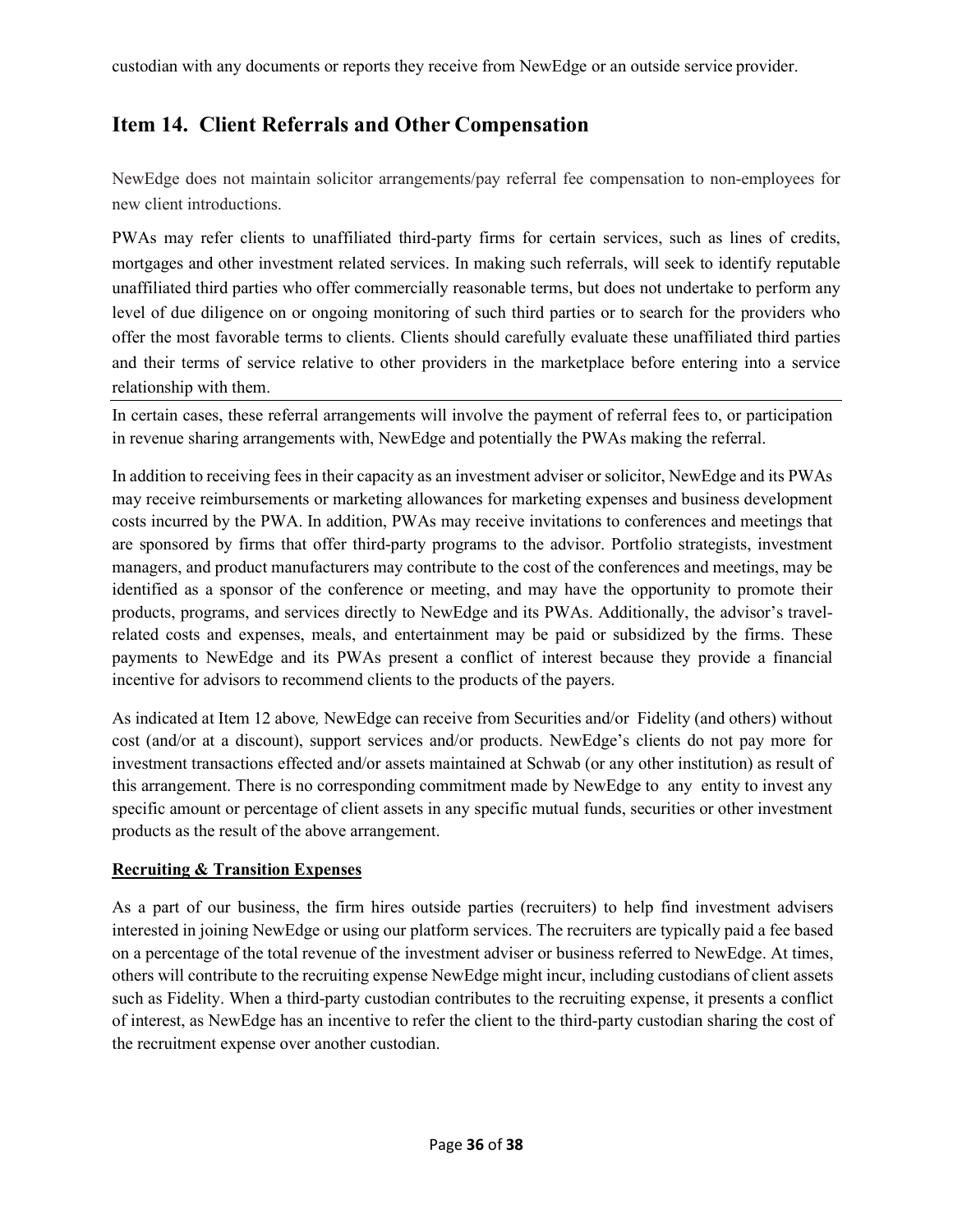custodian with any documents or reports they receive from NewEdge or an outside service provider.

## Item 14. Client Referrals and Other Compensation

NewEdge does not maintain solicitor arrangements/pay referral fee compensation to non-employees for new client introductions.

PWAs may refer clients to unaffiliated third-party firms for certain services, such as lines of credits, mortgages and other investment related services. In making such referrals, will seek to identify reputable unaffiliated third parties who offer commercially reasonable terms, but does not undertake to perform any level of due diligence on or ongoing monitoring of such third parties or to search for the providers who offer the most favorable terms to clients. Clients should carefully evaluate these unaffiliated third parties and their terms of service relative to other providers in the marketplace before entering into a service relationship with them.

In certain cases, these referral arrangements will involve the payment of referral fees to, or participation in revenue sharing arrangements with, NewEdge and potentially the PWAs making the referral.

In addition to receiving fees in their capacity as an investment adviser or solicitor, NewEdge and its PWAs may receive reimbursements or marketing allowances for marketing expenses and business development costs incurred by the PWA. In addition, PWAs may receive invitations to conferences and meetings that are sponsored by firms that offer third-party programs to the advisor. Portfolio strategists, investment managers, and product manufacturers may contribute to the cost of the conferences and meetings, may be identified as a sponsor of the conference or meeting, and may have the opportunity to promote their products, programs, and services directly to NewEdge and its PWAs. Additionally, the advisor's travel-related costs and expenses, meals, and entertainment may be paid or subsidized by the firms. These payments to NewEdge and its PWAs present a conflict of interest because they provide a financial incentive for advisors to recommend clients to the products of the payers.

As indicated at Item 12 above*,* NewEdge can receive from Securities and/or Fidelity (and others) without cost (and/or at a discount), support services and/or products. NewEdge's clients do not pay more for investment transactions effected and/or assets maintained at Schwab (or any other institution) as result of this arrangement. There is no corresponding commitment made by NewEdge to any entity to invest any specific amount or percentage of client assets in any specific mutual funds, securities or other investment products as the result of the above arrangement.

**Recruiting & Transition Expenses**

As a part of our business, the firm hires outside parties (recruiters) to help find investment advisers interested in joining NewEdge or using our platform services. The recruiters are typically paid a fee based on a percentage of the total revenue of the investment adviser or business referred to NewEdge. At times, others will contribute to the recruiting expense NewEdge might incur, including custodians of client assets such as Fidelity. When a third-party custodian contributes to the recruiting expense, it presents a conflict of interest, as NewEdge has an incentive to refer the client to the third-party custodian sharing the cost of the recruitment expense over another custodian.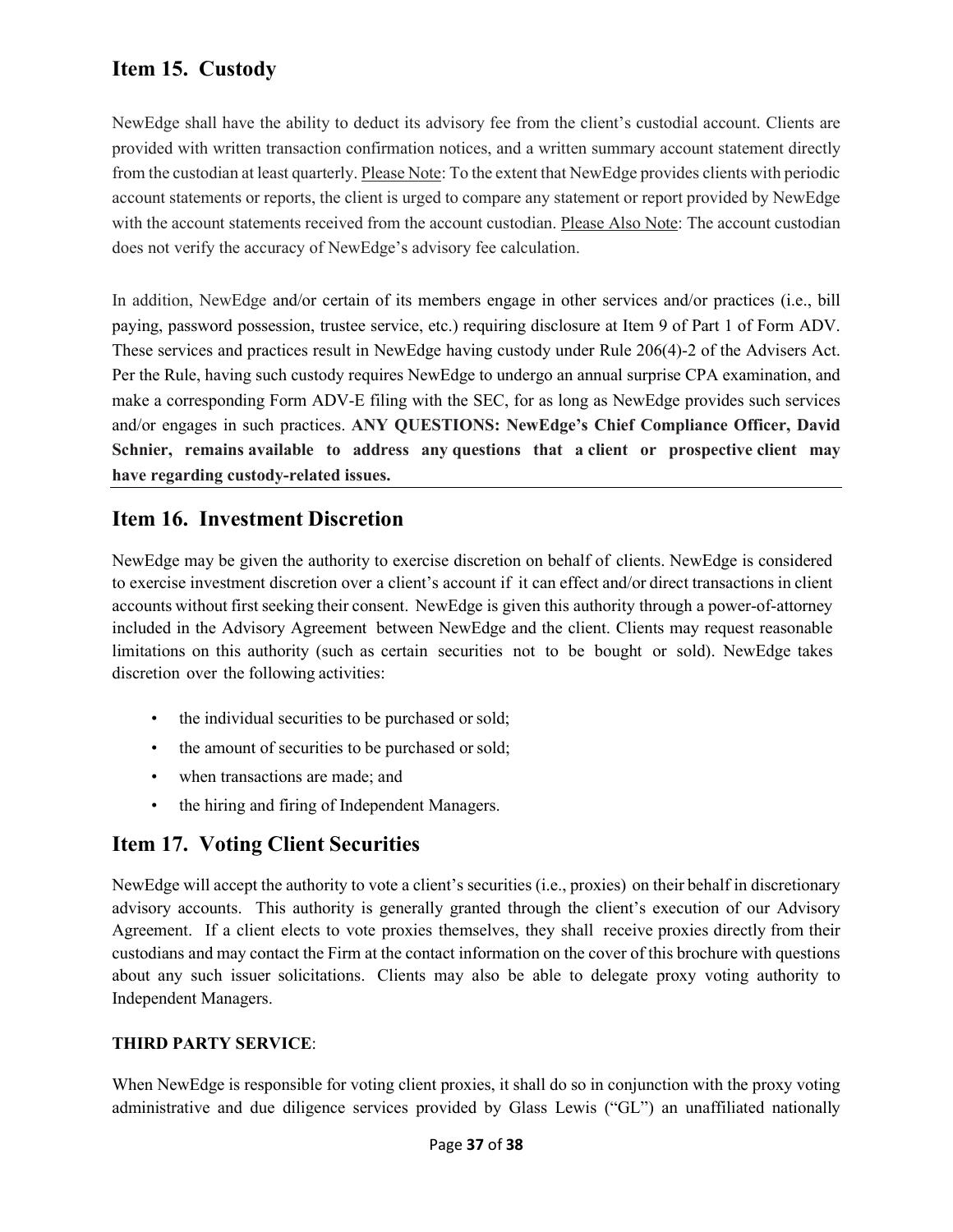## Item 15. Custody

NewEdge shall have the ability to deduct its advisory fee from the client's custodial account. Clients are provided with written transaction confirmation notices, and a written summary account statement directly from the custodian at least quarterly. Please Note: To the extent that NewEdge provides clients with periodic account statements or reports, the client is urged to compare any statement or report provided by NewEdge with the account statements received from the account custodian. Please Also Note: The account custodian does not verify the accuracy of NewEdge's advisory fee calculation.

In addition, NewEdge and/or certain of its members engage in other services and/or practices (i.e., bill paying, password possession, trustee service, etc.) requiring disclosure at Item 9 of Part 1 of Form ADV. These services and practices result in NewEdge having custody under Rule 206(4)-2 of the Advisers Act. Per the Rule, having such custody requires NewEdge to undergo an annual surprise CPA examination, and make a corresponding Form ADV-E filing with the SEC, for as long as NewEdge provides such services and/or engages in such practices. **ANY QUESTIONS: NewEdge's Chief Compliance Officer, David Schnier, remains available to address any questions that a client or prospective client may have regarding custody-related issues.**

## Item 16. Investment Discretion

NewEdge may be given the authority to exercise discretion on behalf of clients. NewEdge is considered to exercise investment discretion over a client's account if it can effect and/or direct transactions in client accounts without first seeking their consent. NewEdge is given this authority through a power-of-attorney included in the Advisory Agreement between NewEdge and the client. Clients may request reasonable limitations on this authority (such as certain securities not to be bought or sold). NewEdge takes discretion over the following activities:

- the individual securities to be purchased or sold;
- the amount of securities to be purchased or sold;
- when transactions are made; and
- the hiring and firing of Independent Managers.

## Item 17. Voting Client Securities

NewEdge will accept the authority to vote a client's securities (i.e., proxies) on their behalf in discretionary advisory accounts. This authority is generally granted through the client's execution of our Advisory Agreement. If a client elects to vote proxies themselves, they shall receive proxies directly from their custodians and may contact the Firm at the contact information on the cover of this brochure with questions about any such issuer solicitations. Clients may also be able to delegate proxy voting authority to Independent Managers.

**THIRD PARTY SERVICE**:

When NewEdge is responsible for voting client proxies, it shall do so in conjunction with the proxy voting administrative and due diligence services provided by Glass Lewis ("GL") an unaffiliated nationally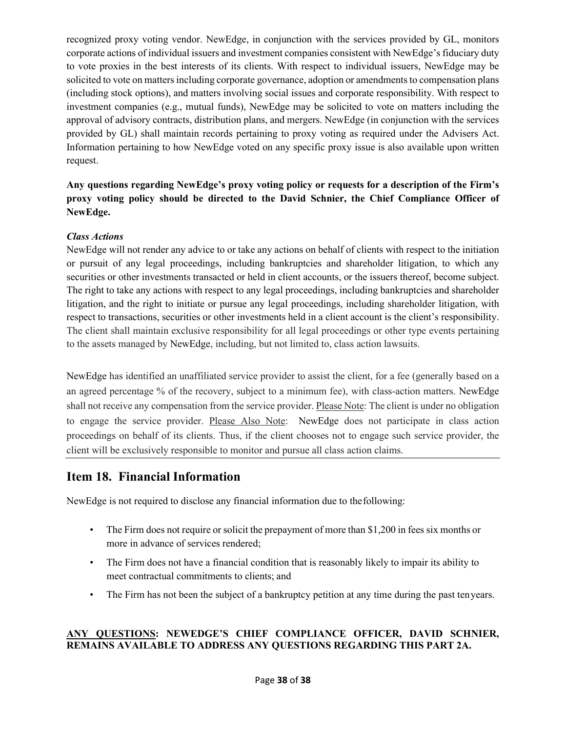recognized proxy voting vendor. NewEdge, in conjunction with the services provided by GL, monitors corporate actions of individual issuers and investment companies consistent with NewEdge's fiduciary duty to vote proxies in the best interests of its clients. With respect to individual issuers, NewEdge may be solicited to vote on matters including corporate governance, adoption or amendments to compensation plans (including stock options), and matters involving social issues and corporate responsibility. With respect to investment companies (e.g., mutual funds), NewEdge may be solicited to vote on matters including the approval of advisory contracts, distribution plans, and mergers. NewEdge (in conjunction with the services provided by GL) shall maintain records pertaining to proxy voting as required under the Advisers Act. Information pertaining to how NewEdge voted on any specific proxy issue is also available upon written request.

**Any questions regarding NewEdge's proxy voting policy or requests for a description of the Firm's proxy voting policy should be directed to the David Schnier, the Chief Compliance Officer of NewEdge.**

***Class Actions***

NewEdge will not render any advice to or take any actions on behalf of clients with respect to the initiation or pursuit of any legal proceedings, including bankruptcies and shareholder litigation, to which any securities or other investments transacted or held in client accounts, or the issuers thereof, become subject. The right to take any actions with respect to any legal proceedings, including bankruptcies and shareholder litigation, and the right to initiate or pursue any legal proceedings, including shareholder litigation, with respect to transactions, securities or other investments held in a client account is the client's responsibility. The client shall maintain exclusive responsibility for all legal proceedings or other type events pertaining to the assets managed by NewEdge, including, but not limited to, class action lawsuits.

NewEdge has identified an unaffiliated service provider to assist the client, for a fee (generally based on a an agreed percentage % of the recovery, subject to a minimum fee), with class-action matters. NewEdge shall not receive any compensation from the service provider. Please Note: The client is under no obligation to engage the service provider. Please Also Note: NewEdge does not participate in class action proceedings on behalf of its clients. Thus, if the client chooses not to engage such service provider, the client will be exclusively responsible to monitor and pursue all class action claims.

## Item 18. Financial Information

NewEdge is not required to disclose any financial information due to the following:

- The Firm does not require or solicit the prepayment of more than $1,200 in fees six months or more in advance of services rendered;
- The Firm does not have a financial condition that is reasonably likely to impair its ability to meet contractual commitments to clients; and
- The Firm has not been the subject of a bankruptcy petition at any time during the past ten years.

**ANY QUESTIONS: NEWEDGE'S CHIEF COMPLIANCE OFFICER, DAVID SCHNIER, REMAINS AVAILABLE TO ADDRESS ANY QUESTIONS REGARDING THIS PART 2A.**